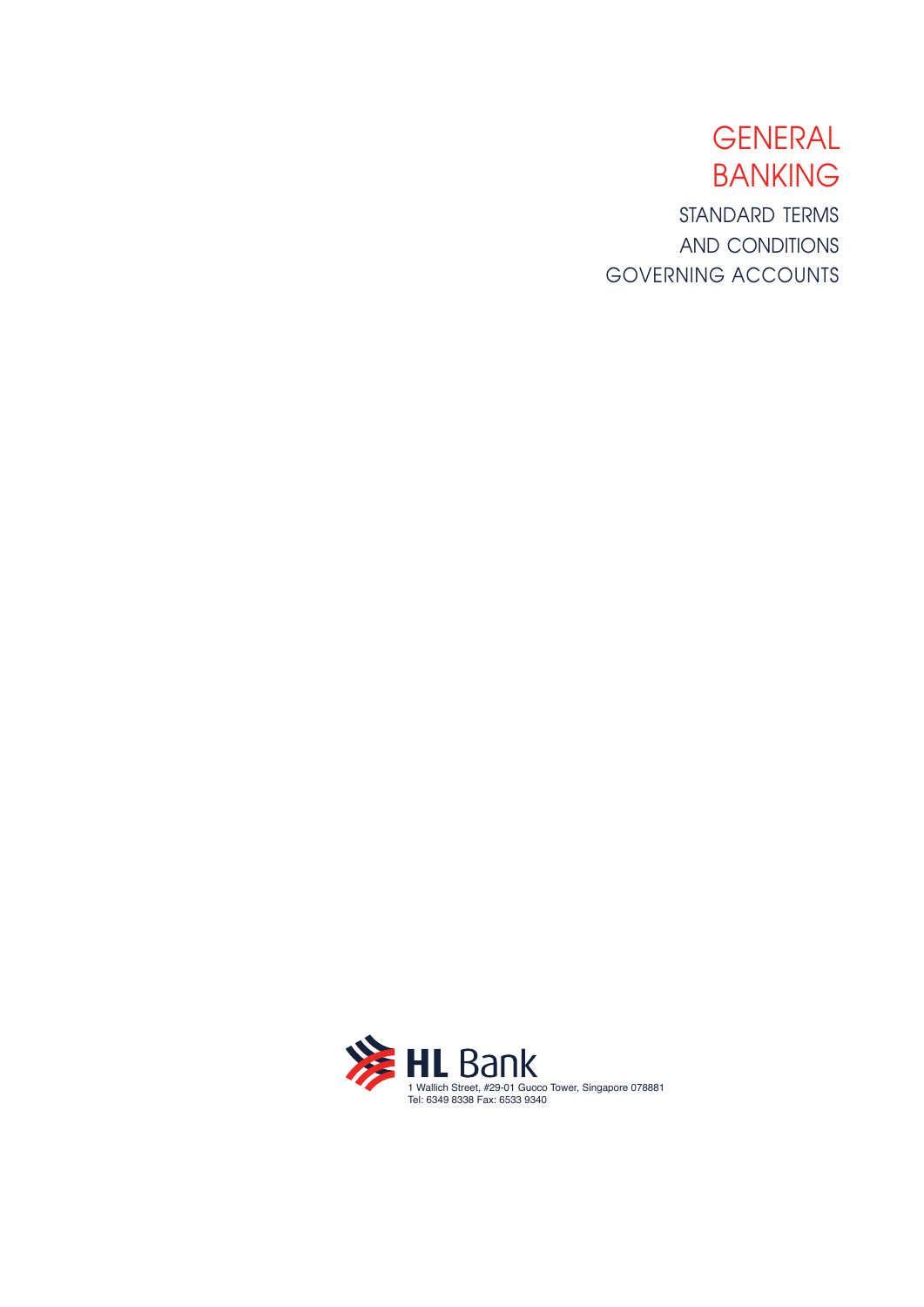# GENERAL BANKING

## STANDARD TERMS AND CONDITIONS GOVERNING ACCOUNTS

HL Bank

1 Wallich Street, #29-01 Guoco Tower, Singapore 078881
Tel: 6349 8338 Fax: 6533 9340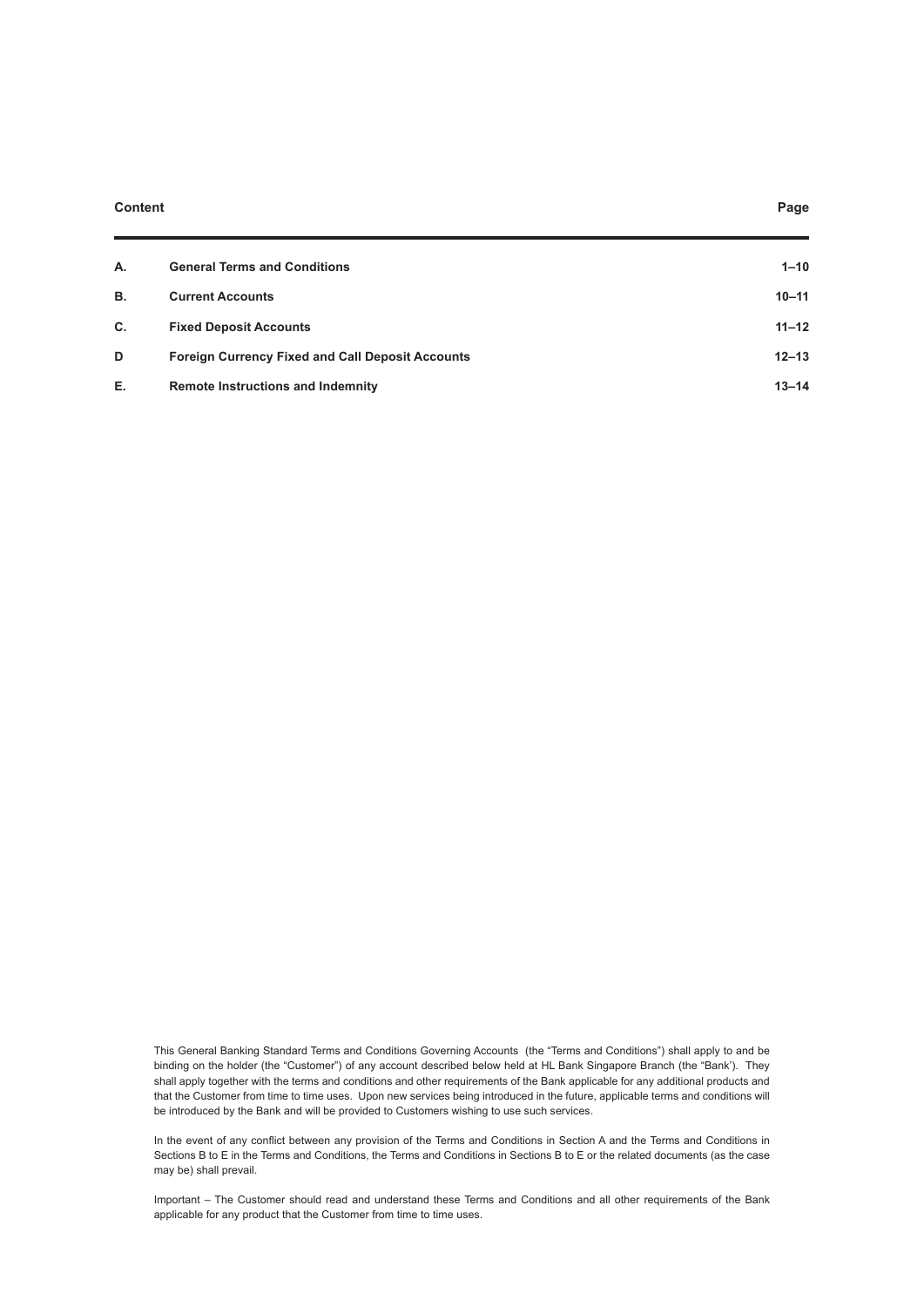| Content | | Page |
|---|---|---|
| **A.** | **General Terms and Conditions** | **1–10** |
| **B.** | **Current Accounts** | **10–11** |
| **C.** | **Fixed Deposit Accounts** | **11–12** |
| **D** | **Foreign Currency Fixed and Call Deposit Accounts** | **12–13** |
| **E.** | **Remote Instructions and Indemnity** | **13–14** |

This General Banking Standard Terms and Conditions Governing Accounts (the "Terms and Conditions") shall apply to and be binding on the holder (the "Customer") of any account described below held at HL Bank Singapore Branch (the "Bank'). They shall apply together with the terms and conditions and other requirements of the Bank applicable for any additional products and that the Customer from time to time uses. Upon new services being introduced in the future, applicable terms and conditions will be introduced by the Bank and will be provided to Customers wishing to use such services.

In the event of any conflict between any provision of the Terms and Conditions in Section A and the Terms and Conditions in Sections B to E in the Terms and Conditions, the Terms and Conditions in Sections B to E or the related documents (as the case may be) shall prevail.

Important – The Customer should read and understand these Terms and Conditions and all other requirements of the Bank applicable for any product that the Customer from time to time uses.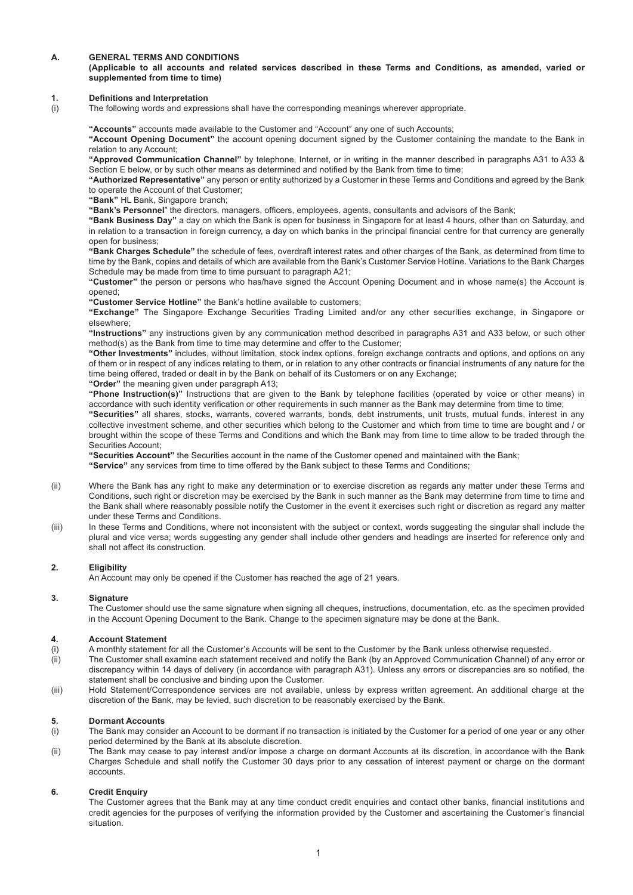## A. GENERAL TERMS AND CONDITIONS

**(Applicable to all accounts and related services described in these Terms and Conditions, as amended, varied or supplemented from time to time)**

### 1. Definitions and Interpretation

(i) The following words and expressions shall have the corresponding meanings wherever appropriate.

**"Accounts"** accounts made available to the Customer and "Account" any one of such Accounts;

**"Account Opening Document"** the account opening document signed by the Customer containing the mandate to the Bank in relation to any Account;

**"Approved Communication Channel"** by telephone, Internet, or in writing in the manner described in paragraphs A31 to A33 & Section E below, or by such other means as determined and notified by the Bank from time to time;

**"Authorized Representative"** any person or entity authorized by a Customer in these Terms and Conditions and agreed by the Bank to operate the Account of that Customer;

**"Bank"** HL Bank, Singapore branch;

**"Bank's Personnel"** the directors, managers, officers, employees, agents, consultants and advisors of the Bank;

**"Bank Business Day"** a day on which the Bank is open for business in Singapore for at least 4 hours, other than on Saturday, and in relation to a transaction in foreign currency, a day on which banks in the principal financial centre for that currency are generally open for business;

**"Bank Charges Schedule"** the schedule of fees, overdraft interest rates and other charges of the Bank, as determined from time to time by the Bank, copies and details of which are available from the Bank's Customer Service Hotline. Variations to the Bank Charges Schedule may be made from time to time pursuant to paragraph A21;

**"Customer"** the person or persons who has/have signed the Account Opening Document and in whose name(s) the Account is opened;

**"Customer Service Hotline"** the Bank's hotline available to customers;

**"Exchange"** The Singapore Exchange Securities Trading Limited and/or any other securities exchange, in Singapore or elsewhere;

**"Instructions"** any instructions given by any communication method described in paragraphs A31 and A33 below, or such other method(s) as the Bank from time to time may determine and offer to the Customer;

**"Other Investments"** includes, without limitation, stock index options, foreign exchange contracts and options, and options on any of them or in respect of any indices relating to them, or in relation to any other contracts or financial instruments of any nature for the time being offered, traded or dealt in by the Bank on behalf of its Customers or on any Exchange;

**"Order"** the meaning given under paragraph A13;

**"Phone Instruction(s)"** Instructions that are given to the Bank by telephone facilities (operated by voice or other means) in accordance with such identity verification or other requirements in such manner as the Bank may determine from time to time;

**"Securities"** all shares, stocks, warrants, covered warrants, bonds, debt instruments, unit trusts, mutual funds, interest in any collective investment scheme, and other securities which belong to the Customer and which from time to time are bought and / or brought within the scope of these Terms and Conditions and which the Bank may from time to time allow to be traded through the Securities Account;

**"Securities Account"** the Securities account in the name of the Customer opened and maintained with the Bank;

**"Service"** any services from time to time offered by the Bank subject to these Terms and Conditions;

(ii) Where the Bank has any right to make any determination or to exercise discretion as regards any matter under these Terms and Conditions, such right or discretion may be exercised by the Bank in such manner as the Bank may determine from time to time and the Bank shall where reasonably possible notify the Customer in the event it exercises such right or discretion as regard any matter under these Terms and Conditions.

(iii) In these Terms and Conditions, where not inconsistent with the subject or context, words suggesting the singular shall include the plural and vice versa; words suggesting any gender shall include other genders and headings are inserted for reference only and shall not affect its construction.

### 2. Eligibility

An Account may only be opened if the Customer has reached the age of 21 years.

### 3. Signature

The Customer should use the same signature when signing all cheques, instructions, documentation, etc. as the specimen provided in the Account Opening Document to the Bank. Change to the specimen signature may be done at the Bank.

### 4. Account Statement

(i) A monthly statement for all the Customer's Accounts will be sent to the Customer by the Bank unless otherwise requested.

(ii) The Customer shall examine each statement received and notify the Bank (by an Approved Communication Channel) of any error or discrepancy within 14 days of delivery (in accordance with paragraph A31). Unless any errors or discrepancies are so notified, the statement shall be conclusive and binding upon the Customer.

(iii) Hold Statement/Correspondence services are not available, unless by express written agreement. An additional charge at the discretion of the Bank, may be levied, such discretion to be reasonably exercised by the Bank.

### 5. Dormant Accounts

(i) The Bank may consider an Account to be dormant if no transaction is initiated by the Customer for a period of one year or any other period determined by the Bank at its absolute discretion.

(ii) The Bank may cease to pay interest and/or impose a charge on dormant Accounts at its discretion, in accordance with the Bank Charges Schedule and shall notify the Customer 30 days prior to any cessation of interest payment or charge on the dormant accounts.

### 6. Credit Enquiry

The Customer agrees that the Bank may at any time conduct credit enquiries and contact other banks, financial institutions and credit agencies for the purposes of verifying the information provided by the Customer and ascertaining the Customer's financial situation.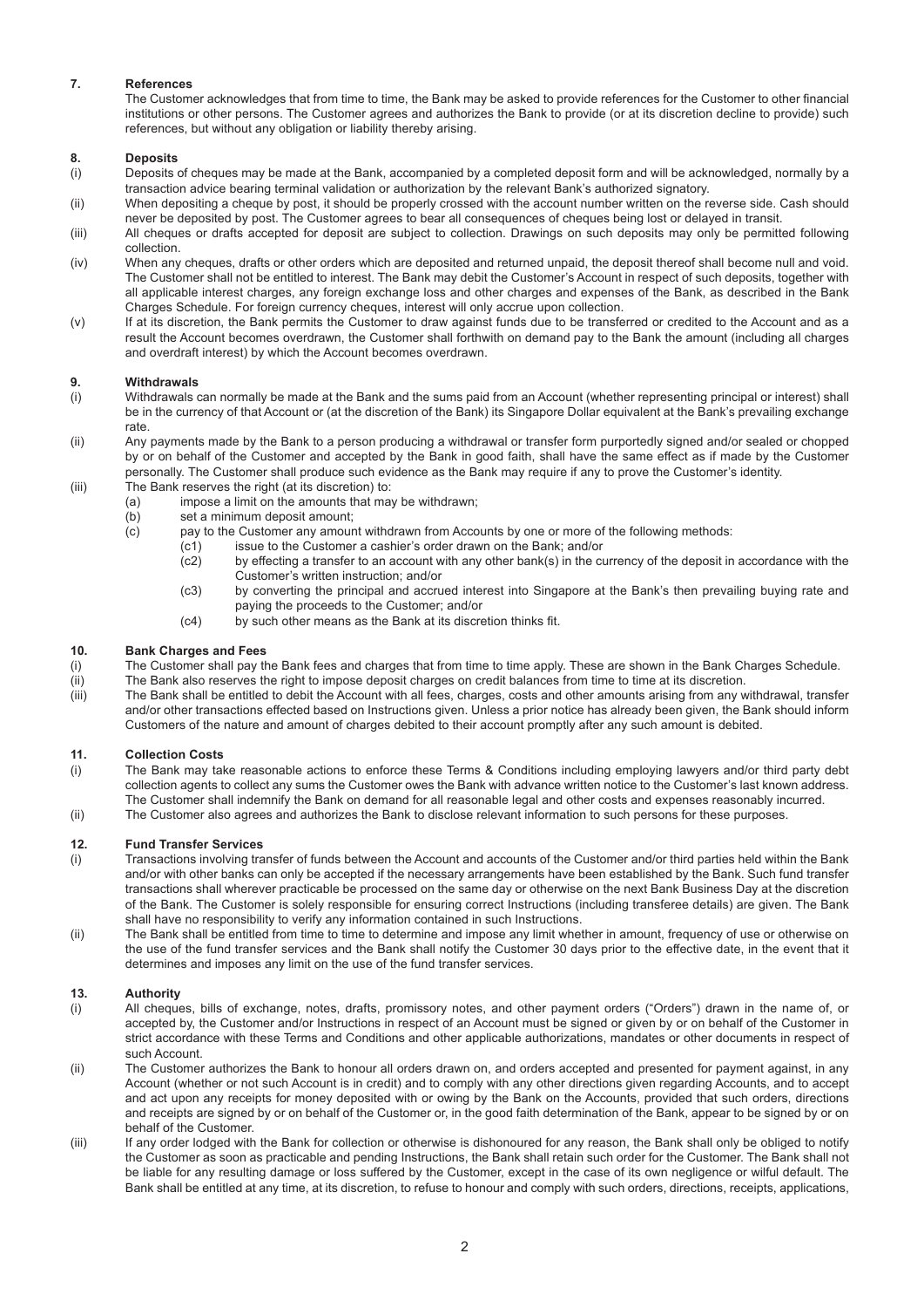## 7. References

The Customer acknowledges that from time to time, the Bank may be asked to provide references for the Customer to other financial institutions or other persons. The Customer agrees and authorizes the Bank to provide (or at its discretion decline to provide) such references, but without any obligation or liability thereby arising.

## 8. Deposits

(i) Deposits of cheques may be made at the Bank, accompanied by a completed deposit form and will be acknowledged, normally by a transaction advice bearing terminal validation or authorization by the relevant Bank's authorized signatory.

(ii) When depositing a cheque by post, it should be properly crossed with the account number written on the reverse side. Cash should never be deposited by post. The Customer agrees to bear all consequences of cheques being lost or delayed in transit.

(iii) All cheques or drafts accepted for deposit are subject to collection. Drawings on such deposits may only be permitted following collection.

(iv) When any cheques, drafts or other orders which are deposited and returned unpaid, the deposit thereof shall become null and void. The Customer shall not be entitled to interest. The Bank may debit the Customer's Account in respect of such deposits, together with all applicable interest charges, any foreign exchange loss and other charges and expenses of the Bank, as described in the Bank Charges Schedule. For foreign currency cheques, interest will only accrue upon collection.

(v) If at its discretion, the Bank permits the Customer to draw against funds due to be transferred or credited to the Account and as a result the Account becomes overdrawn, the Customer shall forthwith on demand pay to the Bank the amount (including all charges and overdraft interest) by which the Account becomes overdrawn.

## 9. Withdrawals

(i) Withdrawals can normally be made at the Bank and the sums paid from an Account (whether representing principal or interest) shall be in the currency of that Account or (at the discretion of the Bank) its Singapore Dollar equivalent at the Bank's prevailing exchange rate.

(ii) Any payments made by the Bank to a person producing a withdrawal or transfer form purportedly signed and/or sealed or chopped by or on behalf of the Customer and accepted by the Bank in good faith, shall have the same effect as if made by the Customer personally. The Customer shall produce such evidence as the Bank may require if any to prove the Customer's identity.

(iii) The Bank reserves the right (at its discretion) to:

- (a) impose a limit on the amounts that may be withdrawn;
- (b) set a minimum deposit amount;
- (c) pay to the Customer any amount withdrawn from Accounts by one or more of the following methods:
  - (c1) issue to the Customer a cashier's order drawn on the Bank; and/or
  - (c2) by effecting a transfer to an account with any other bank(s) in the currency of the deposit in accordance with the Customer's written instruction; and/or
  - (c3) by converting the principal and accrued interest into Singapore at the Bank's then prevailing buying rate and paying the proceeds to the Customer; and/or
  - (c4) by such other means as the Bank at its discretion thinks fit.

## 10. Bank Charges and Fees

(i) The Customer shall pay the Bank fees and charges that from time to time apply. These are shown in the Bank Charges Schedule.

(ii) The Bank also reserves the right to impose deposit charges on credit balances from time to time at its discretion.

(iii) The Bank shall be entitled to debit the Account with all fees, charges, costs and other amounts arising from any withdrawal, transfer and/or other transactions effected based on Instructions given. Unless a prior notice has already been given, the Bank should inform Customers of the nature and amount of charges debited to their account promptly after any such amount is debited.

## 11. Collection Costs

(i) The Bank may take reasonable actions to enforce these Terms & Conditions including employing lawyers and/or third party debt collection agents to collect any sums the Customer owes the Bank with advance written notice to the Customer's last known address. The Customer shall indemnify the Bank on demand for all reasonable legal and other costs and expenses reasonably incurred.

(ii) The Customer also agrees and authorizes the Bank to disclose relevant information to such persons for these purposes.

## 12. Fund Transfer Services

(i) Transactions involving transfer of funds between the Account and accounts of the Customer and/or third parties held within the Bank and/or with other banks can only be accepted if the necessary arrangements have been established by the Bank. Such fund transfer transactions shall wherever practicable be processed on the same day or otherwise on the next Bank Business Day at the discretion of the Bank. The Customer is solely responsible for ensuring correct Instructions (including transferee details) are given. The Bank shall have no responsibility to verify any information contained in such Instructions.

(ii) The Bank shall be entitled from time to time to determine and impose any limit whether in amount, frequency of use or otherwise on the use of the fund transfer services and the Bank shall notify the Customer 30 days prior to the effective date, in the event that it determines and imposes any limit on the use of the fund transfer services.

## 13. Authority

(i) All cheques, bills of exchange, notes, drafts, promissory notes, and other payment orders ("Orders") drawn in the name of, or accepted by, the Customer and/or Instructions in respect of an Account must be signed or given by or on behalf of the Customer in strict accordance with these Terms and Conditions and other applicable authorizations, mandates or other documents in respect of such Account.

(ii) The Customer authorizes the Bank to honour all orders drawn on, and orders accepted and presented for payment against, in any Account (whether or not such Account is in credit) and to comply with any other directions given regarding Accounts, and to accept and act upon any receipts for money deposited with or owing by the Bank on the Accounts, provided that such orders, directions and receipts are signed by or on behalf of the Customer or, in the good faith determination of the Bank, appear to be signed by or on behalf of the Customer.

(iii) If any order lodged with the Bank for collection or otherwise is dishonoured for any reason, the Bank shall only be obliged to notify the Customer as soon as practicable and pending Instructions, the Bank shall retain such order for the Customer. The Bank shall not be liable for any resulting damage or loss suffered by the Customer, except in the case of its own negligence or wilful default. The Bank shall be entitled at any time, at its discretion, to refuse to honour and comply with such orders, directions, receipts, applications,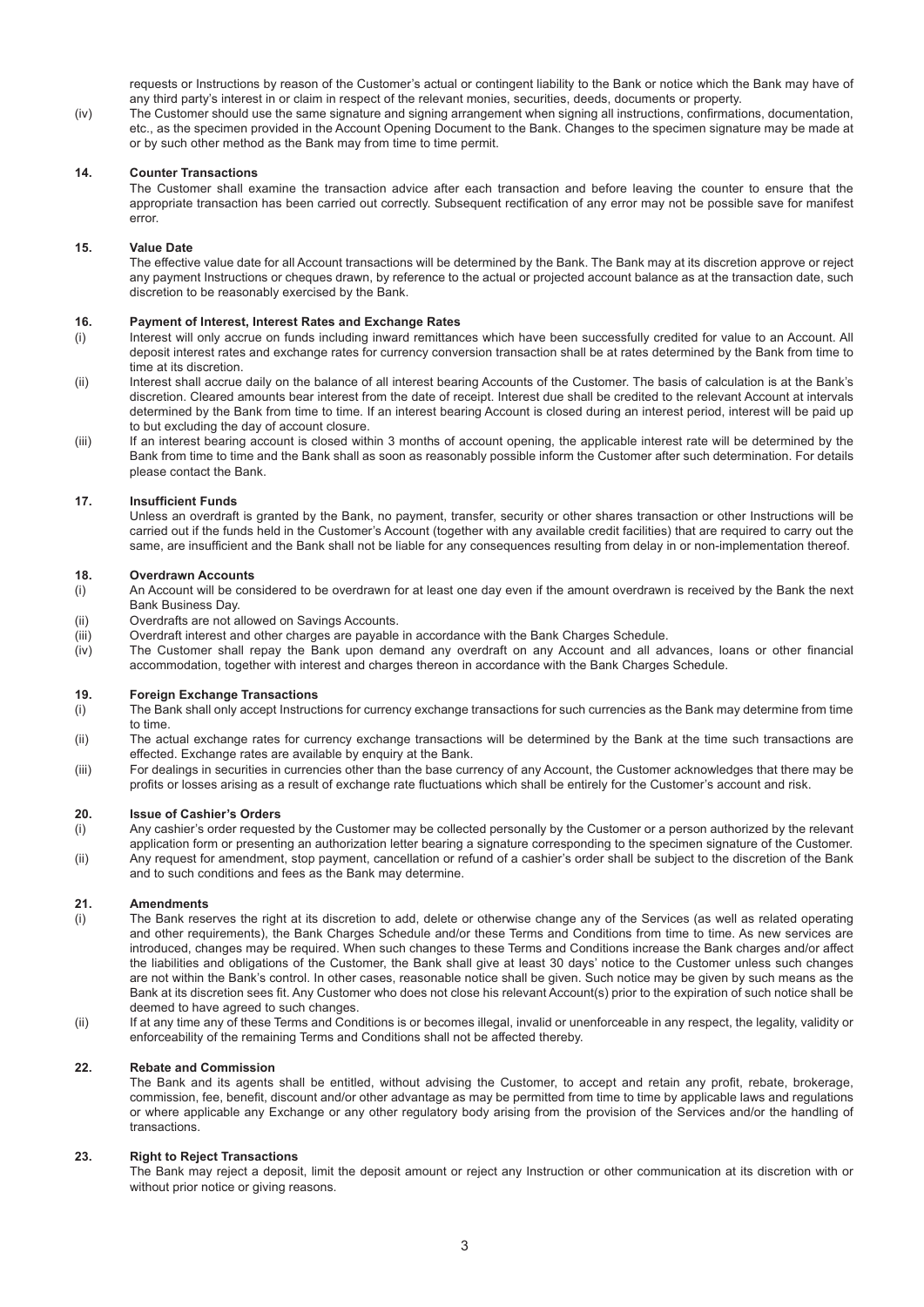requests or Instructions by reason of the Customer's actual or contingent liability to the Bank or notice which the Bank may have of any third party's interest in or claim in respect of the relevant monies, securities, deeds, documents or property.

(iv) The Customer should use the same signature and signing arrangement when signing all instructions, confirmations, documentation, etc., as the specimen provided in the Account Opening Document to the Bank. Changes to the specimen signature may be made at or by such other method as the Bank may from time to time permit.

## 14. Counter Transactions

The Customer shall examine the transaction advice after each transaction and before leaving the counter to ensure that the appropriate transaction has been carried out correctly. Subsequent rectification of any error may not be possible save for manifest error.

## 15. Value Date

The effective value date for all Account transactions will be determined by the Bank. The Bank may at its discretion approve or reject any payment Instructions or cheques drawn, by reference to the actual or projected account balance as at the transaction date, such discretion to be reasonably exercised by the Bank.

## 16. Payment of Interest, Interest Rates and Exchange Rates

(i) Interest will only accrue on funds including inward remittances which have been successfully credited for value to an Account. All deposit interest rates and exchange rates for currency conversion transaction shall be at rates determined by the Bank from time to time at its discretion.

(ii) Interest shall accrue daily on the balance of all interest bearing Accounts of the Customer. The basis of calculation is at the Bank's discretion. Cleared amounts bear interest from the date of receipt. Interest due shall be credited to the relevant Account at intervals determined by the Bank from time to time. If an interest bearing Account is closed during an interest period, interest will be paid up to but excluding the day of account closure.

(iii) If an interest bearing account is closed within 3 months of account opening, the applicable interest rate will be determined by the Bank from time to time and the Bank shall as soon as reasonably possible inform the Customer after such determination. For details please contact the Bank.

## 17. Insufficient Funds

Unless an overdraft is granted by the Bank, no payment, transfer, security or other shares transaction or other Instructions will be carried out if the funds held in the Customer's Account (together with any available credit facilities) that are required to carry out the same, are insufficient and the Bank shall not be liable for any consequences resulting from delay in or non-implementation thereof.

## 18. Overdrawn Accounts

(i) An Account will be considered to be overdrawn for at least one day even if the amount overdrawn is received by the Bank the next Bank Business Day.

(ii) Overdrafts are not allowed on Savings Accounts.

(iii) Overdraft interest and other charges are payable in accordance with the Bank Charges Schedule.

(iv) The Customer shall repay the Bank upon demand any overdraft on any Account and all advances, loans or other financial accommodation, together with interest and charges thereon in accordance with the Bank Charges Schedule.

## 19. Foreign Exchange Transactions

(i) The Bank shall only accept Instructions for currency exchange transactions for such currencies as the Bank may determine from time to time.

(ii) The actual exchange rates for currency exchange transactions will be determined by the Bank at the time such transactions are effected. Exchange rates are available by enquiry at the Bank.

(iii) For dealings in securities in currencies other than the base currency of any Account, the Customer acknowledges that there may be profits or losses arising as a result of exchange rate fluctuations which shall be entirely for the Customer's account and risk.

## 20. Issue of Cashier's Orders

(i) Any cashier's order requested by the Customer may be collected personally by the Customer or a person authorized by the relevant application form or presenting an authorization letter bearing a signature corresponding to the specimen signature of the Customer.

(ii) Any request for amendment, stop payment, cancellation or refund of a cashier's order shall be subject to the discretion of the Bank and to such conditions and fees as the Bank may determine.

## 21. Amendments

(i) The Bank reserves the right at its discretion to add, delete or otherwise change any of the Services (as well as related operating and other requirements), the Bank Charges Schedule and/or these Terms and Conditions from time to time. As new services are introduced, changes may be required. When such changes to these Terms and Conditions increase the Bank charges and/or affect the liabilities and obligations of the Customer, the Bank shall give at least 30 days' notice to the Customer unless such changes are not within the Bank's control. In other cases, reasonable notice shall be given. Such notice may be given by such means as the Bank at its discretion sees fit. Any Customer who does not close his relevant Account(s) prior to the expiration of such notice shall be deemed to have agreed to such changes.

(ii) If at any time any of these Terms and Conditions is or becomes illegal, invalid or unenforceable in any respect, the legality, validity or enforceability of the remaining Terms and Conditions shall not be affected thereby.

## 22. Rebate and Commission

The Bank and its agents shall be entitled, without advising the Customer, to accept and retain any profit, rebate, brokerage, commission, fee, benefit, discount and/or other advantage as may be permitted from time to time by applicable laws and regulations or where applicable any Exchange or any other regulatory body arising from the provision of the Services and/or the handling of transactions.

## 23. Right to Reject Transactions

The Bank may reject a deposit, limit the deposit amount or reject any Instruction or other communication at its discretion with or without prior notice or giving reasons.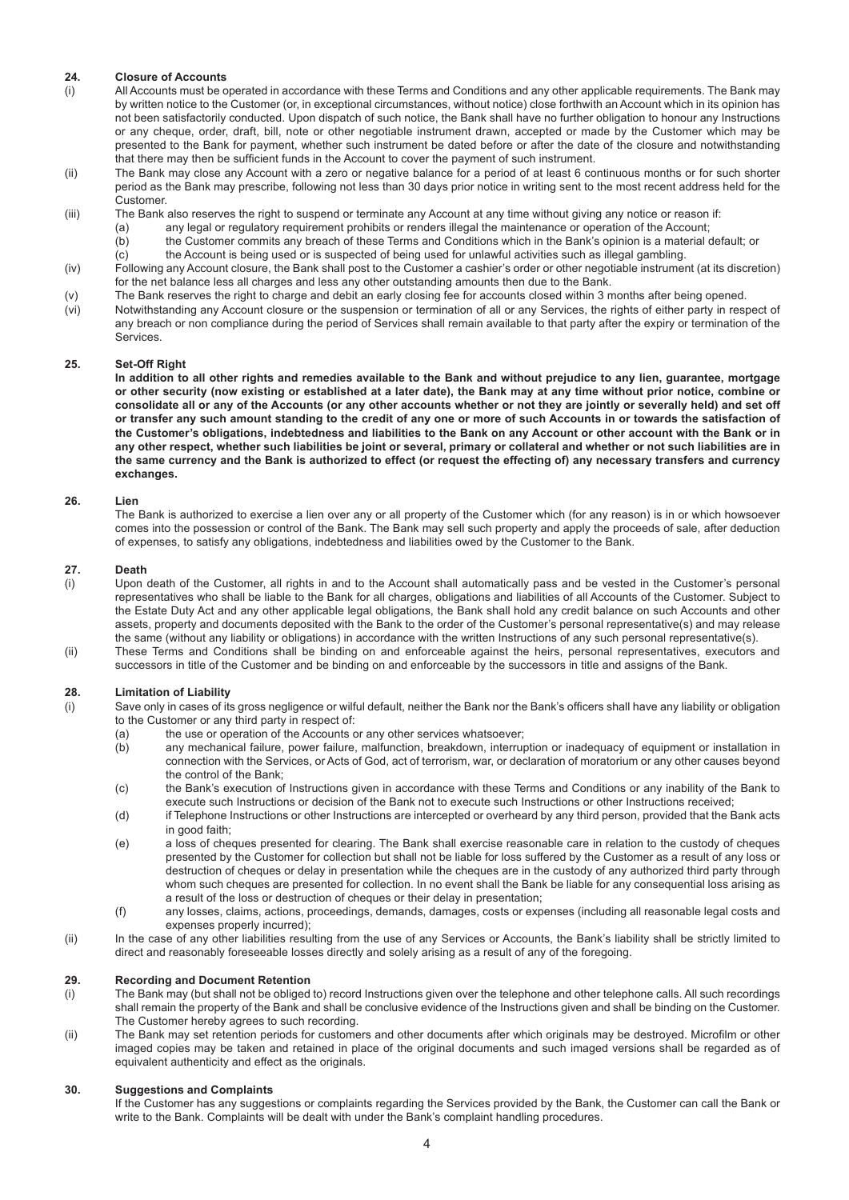## 24. Closure of Accounts

(i) All Accounts must be operated in accordance with these Terms and Conditions and any other applicable requirements. The Bank may by written notice to the Customer (or, in exceptional circumstances, without notice) close forthwith an Account which in its opinion has not been satisfactorily conducted. Upon dispatch of such notice, the Bank shall have no further obligation to honour any Instructions or any cheque, order, draft, bill, note or other negotiable instrument drawn, accepted or made by the Customer which may be presented to the Bank for payment, whether such instrument be dated before or after the date of the closure and notwithstanding that there may then be sufficient funds in the Account to cover the payment of such instrument.

(ii) The Bank may close any Account with a zero or negative balance for a period of at least 6 continuous months or for such shorter period as the Bank may prescribe, following not less than 30 days prior notice in writing sent to the most recent address held for the Customer.

(iii) The Bank also reserves the right to suspend or terminate any Account at any time without giving any notice or reason if:

- (a) any legal or regulatory requirement prohibits or renders illegal the maintenance or operation of the Account;
- (b) the Customer commits any breach of these Terms and Conditions which in the Bank's opinion is a material default; or
- (c) the Account is being used or is suspected of being used for unlawful activities such as illegal gambling.

(iv) Following any Account closure, the Bank shall post to the Customer a cashier's order or other negotiable instrument (at its discretion) for the net balance less all charges and less any other outstanding amounts then due to the Bank.

(v) The Bank reserves the right to charge and debit an early closing fee for accounts closed within 3 months after being opened.

(vi) Notwithstanding any Account closure or the suspension or termination of all or any Services, the rights of either party in respect of any breach or non compliance during the period of Services shall remain available to that party after the expiry or termination of the Services.

## 25. Set-Off Right

**In addition to all other rights and remedies available to the Bank and without prejudice to any lien, guarantee, mortgage or other security (now existing or established at a later date), the Bank may at any time without prior notice, combine or consolidate all or any of the Accounts (or any other accounts whether or not they are jointly or severally held) and set off or transfer any such amount standing to the credit of any one or more of such Accounts in or towards the satisfaction of the Customer's obligations, indebtedness and liabilities to the Bank on any Account or other account with the Bank or in any other respect, whether such liabilities be joint or several, primary or collateral and whether or not such liabilities are in the same currency and the Bank is authorized to effect (or request the effecting of) any necessary transfers and currency exchanges.**

## 26. Lien

The Bank is authorized to exercise a lien over any or all property of the Customer which (for any reason) is in or which howsoever comes into the possession or control of the Bank. The Bank may sell such property and apply the proceeds of sale, after deduction of expenses, to satisfy any obligations, indebtedness and liabilities owed by the Customer to the Bank.

## 27. Death

(i) Upon death of the Customer, all rights in and to the Account shall automatically pass and be vested in the Customer's personal representatives who shall be liable to the Bank for all charges, obligations and liabilities of all Accounts of the Customer. Subject to the Estate Duty Act and any other applicable legal obligations, the Bank shall hold any credit balance on such Accounts and other assets, property and documents deposited with the Bank to the order of the Customer's personal representative(s) and may release the same (without any liability or obligations) in accordance with the written Instructions of any such personal representative(s).

(ii) These Terms and Conditions shall be binding on and enforceable against the heirs, personal representatives, executors and successors in title of the Customer and be binding on and enforceable by the successors in title and assigns of the Bank.

## 28. Limitation of Liability

(i) Save only in cases of its gross negligence or wilful default, neither the Bank nor the Bank's officers shall have any liability or obligation to the Customer or any third party in respect of:

- (a) the use or operation of the Accounts or any other services whatsoever;
- (b) any mechanical failure, power failure, malfunction, breakdown, interruption or inadequacy of equipment or installation in connection with the Services, or Acts of God, act of terrorism, war, or declaration of moratorium or any other causes beyond the control of the Bank;
- (c) the Bank's execution of Instructions given in accordance with these Terms and Conditions or any inability of the Bank to execute such Instructions or decision of the Bank not to execute such Instructions or other Instructions received;
- (d) if Telephone Instructions or other Instructions are intercepted or overheard by any third person, provided that the Bank acts in good faith;
- (e) a loss of cheques presented for clearing. The Bank shall exercise reasonable care in relation to the custody of cheques presented by the Customer for collection but shall not be liable for loss suffered by the Customer as a result of any loss or destruction of cheques or delay in presentation while the cheques are in the custody of any authorized third party through whom such cheques are presented for collection. In no event shall the Bank be liable for any consequential loss arising as a result of the loss or destruction of cheques or their delay in presentation;
- (f) any losses, claims, actions, proceedings, demands, damages, costs or expenses (including all reasonable legal costs and expenses properly incurred);

(ii) In the case of any other liabilities resulting from the use of any Services or Accounts, the Bank's liability shall be strictly limited to direct and reasonably foreseeable losses directly and solely arising as a result of any of the foregoing.

## 29. Recording and Document Retention

(i) The Bank may (but shall not be obliged to) record Instructions given over the telephone and other telephone calls. All such recordings shall remain the property of the Bank and shall be conclusive evidence of the Instructions given and shall be binding on the Customer. The Customer hereby agrees to such recording.

(ii) The Bank may set retention periods for customers and other documents after which originals may be destroyed. Microfilm or other imaged copies may be taken and retained in place of the original documents and such imaged versions shall be regarded as of equivalent authenticity and effect as the originals.

## 30. Suggestions and Complaints

If the Customer has any suggestions or complaints regarding the Services provided by the Bank, the Customer can call the Bank or write to the Bank. Complaints will be dealt with under the Bank's complaint handling procedures.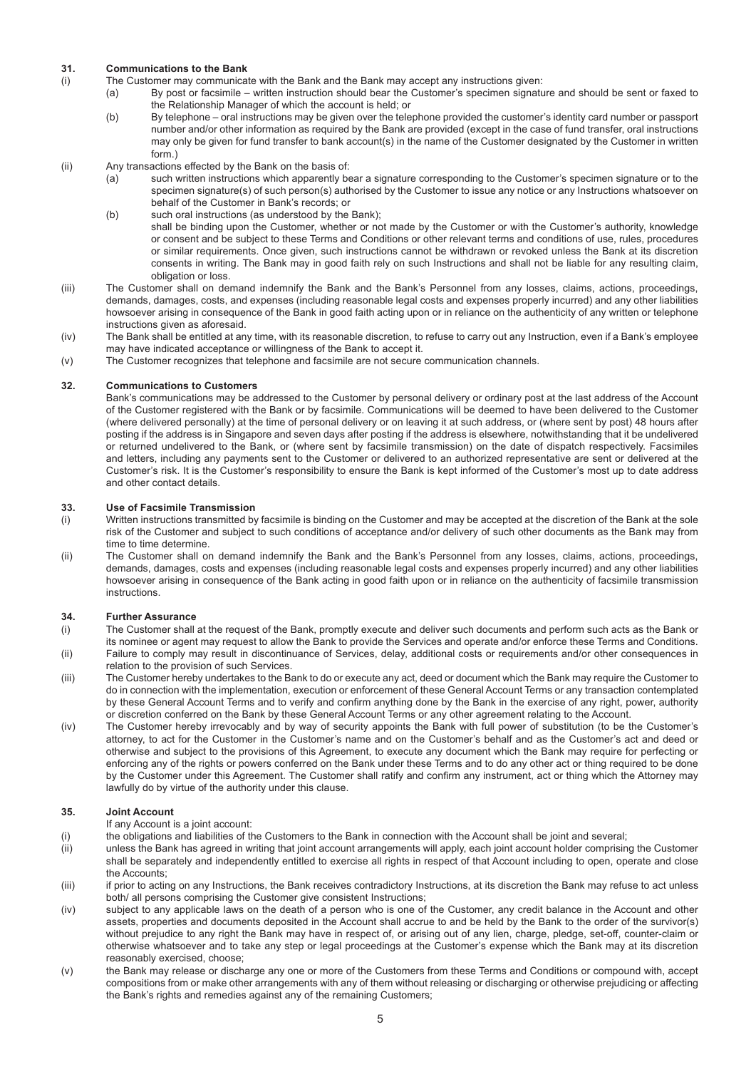### 31. Communications to the Bank

(i) The Customer may communicate with the Bank and the Bank may accept any instructions given:

  (a) By post or facsimile – written instruction should bear the Customer's specimen signature and should be sent or faxed to the Relationship Manager of which the account is held; or

  (b) By telephone – oral instructions may be given over the telephone provided the customer's identity card number or passport number and/or other information as required by the Bank are provided (except in the case of fund transfer, oral instructions may only be given for fund transfer to bank account(s) in the name of the Customer designated by the Customer in written form.)

(ii) Any transactions effected by the Bank on the basis of:

  (a) such written instructions which apparently bear a signature corresponding to the Customer's specimen signature or to the specimen signature(s) of such person(s) authorised by the Customer to issue any notice or any Instructions whatsoever on behalf of the Customer in Bank's records; or

  (b) such oral instructions (as understood by the Bank);

  shall be binding upon the Customer, whether or not made by the Customer or with the Customer's authority, knowledge or consent and be subject to these Terms and Conditions or other relevant terms and conditions of use, rules, procedures or similar requirements. Once given, such instructions cannot be withdrawn or revoked unless the Bank at its discretion consents in writing. The Bank may in good faith rely on such Instructions and shall not be liable for any resulting claim, obligation or loss.

(iii) The Customer shall on demand indemnify the Bank and the Bank's Personnel from any losses, claims, actions, proceedings, demands, damages, costs, and expenses (including reasonable legal costs and expenses properly incurred) and any other liabilities howsoever arising in consequence of the Bank in good faith acting upon or in reliance on the authenticity of any written or telephone instructions given as aforesaid.

(iv) The Bank shall be entitled at any time, with its reasonable discretion, to refuse to carry out any Instruction, even if a Bank's employee may have indicated acceptance or willingness of the Bank to accept it.

(v) The Customer recognizes that telephone and facsimile are not secure communication channels.

### 32. Communications to Customers

Bank's communications may be addressed to the Customer by personal delivery or ordinary post at the last address of the Account of the Customer registered with the Bank or by facsimile. Communications will be deemed to have been delivered to the Customer (where delivered personally) at the time of personal delivery or on leaving it at such address, or (where sent by post) 48 hours after posting if the address is in Singapore and seven days after posting if the address is elsewhere, notwithstanding that it be undelivered or returned undelivered to the Bank, or (where sent by facsimile transmission) on the date of dispatch respectively. Facsimiles and letters, including any payments sent to the Customer or delivered to an authorized representative are sent or delivered at the Customer's risk. It is the Customer's responsibility to ensure the Bank is kept informed of the Customer's most up to date address and other contact details.

### 33. Use of Facsimile Transmission

(i) Written instructions transmitted by facsimile is binding on the Customer and may be accepted at the discretion of the Bank at the sole risk of the Customer and subject to such conditions of acceptance and/or delivery of such other documents as the Bank may from time to time determine.

(ii) The Customer shall on demand indemnify the Bank and the Bank's Personnel from any losses, claims, actions, proceedings, demands, damages, costs and expenses (including reasonable legal costs and expenses properly incurred) and any other liabilities howsoever arising in consequence of the Bank acting in good faith upon or in reliance on the authenticity of facsimile transmission instructions.

### 34. Further Assurance

(i) The Customer shall at the request of the Bank, promptly execute and deliver such documents and perform such acts as the Bank or its nominee or agent may request to allow the Bank to provide the Services and operate and/or enforce these Terms and Conditions.

(ii) Failure to comply may result in discontinuance of Services, delay, additional costs or requirements and/or other consequences in relation to the provision of such Services.

(iii) The Customer hereby undertakes to the Bank to do or execute any act, deed or document which the Bank may require the Customer to do in connection with the implementation, execution or enforcement of these General Account Terms or any transaction contemplated by these General Account Terms and to verify and confirm anything done by the Bank in the exercise of any right, power, authority or discretion conferred on the Bank by these General Account Terms or any other agreement relating to the Account.

(iv) The Customer hereby irrevocably and by way of security appoints the Bank with full power of substitution (to be the Customer's attorney, to act for the Customer in the Customer's name and on the Customer's behalf and as the Customer's act and deed or otherwise and subject to the provisions of this Agreement, to execute any document which the Bank may require for perfecting or enforcing any of the rights or powers conferred on the Bank under these Terms and to do any other act or thing required to be done by the Customer under this Agreement. The Customer shall ratify and confirm any instrument, act or thing which the Attorney may lawfully do by virtue of the authority under this clause.

### 35. Joint Account

If any Account is a joint account:

(i) the obligations and liabilities of the Customers to the Bank in connection with the Account shall be joint and several;

(ii) unless the Bank has agreed in writing that joint account arrangements will apply, each joint account holder comprising the Customer shall be separately and independently entitled to exercise all rights in respect of that Account including to open, operate and close the Accounts;

(iii) if prior to acting on any Instructions, the Bank receives contradictory Instructions, at its discretion the Bank may refuse to act unless both/ all persons comprising the Customer give consistent Instructions;

(iv) subject to any applicable laws on the death of a person who is one of the Customer, any credit balance in the Account and other assets, properties and documents deposited in the Account shall accrue to and be held by the Bank to the order of the survivor(s) without prejudice to any right the Bank may have in respect of, or arising out of any lien, charge, pledge, set-off, counter-claim or otherwise whatsoever and to take any step or legal proceedings at the Customer's expense which the Bank may at its discretion reasonably exercised, choose;

(v) the Bank may release or discharge any one or more of the Customers from these Terms and Conditions or compound with, accept compositions from or make other arrangements with any of them without releasing or discharging or otherwise prejudicing or affecting the Bank's rights and remedies against any of the remaining Customers;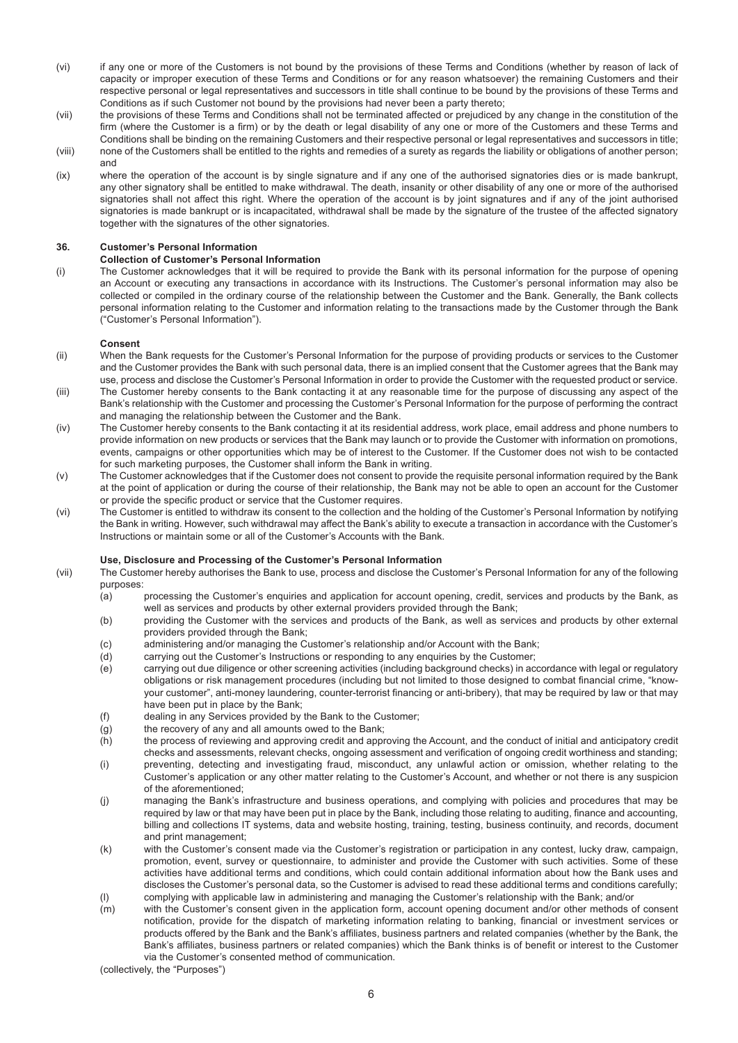(vi) if any one or more of the Customers is not bound by the provisions of these Terms and Conditions (whether by reason of lack of capacity or improper execution of these Terms and Conditions or for any reason whatsoever) the remaining Customers and their respective personal or legal representatives and successors in title shall continue to be bound by the provisions of these Terms and Conditions as if such Customer not bound by the provisions had never been a party thereto;

(vii) the provisions of these Terms and Conditions shall not be terminated affected or prejudiced by any change in the constitution of the firm (where the Customer is a firm) or by the death or legal disability of any one or more of the Customers and these Terms and Conditions shall be binding on the remaining Customers and their respective personal or legal representatives and successors in title;

(viii) none of the Customers shall be entitled to the rights and remedies of a surety as regards the liability or obligations of another person; and

(ix) where the operation of the account is by single signature and if any one of the authorised signatories dies or is made bankrupt, any other signatory shall be entitled to make withdrawal. The death, insanity or other disability of any one or more of the authorised signatories shall not affect this right. Where the operation of the account is by joint signatures and if any of the joint authorised signatories is made bankrupt or is incapacitated, withdrawal shall be made by the signature of the trustee of the affected signatory together with the signatures of the other signatories.

## 36. Customer's Personal Information

**Collection of Customer's Personal Information**

(i) The Customer acknowledges that it will be required to provide the Bank with its personal information for the purpose of opening an Account or executing any transactions in accordance with its Instructions. The Customer's personal information may also be collected or compiled in the ordinary course of the relationship between the Customer and the Bank. Generally, the Bank collects personal information relating to the Customer and information relating to the transactions made by the Customer through the Bank ("Customer's Personal Information").

**Consent**

(ii) When the Bank requests for the Customer's Personal Information for the purpose of providing products or services to the Customer and the Customer provides the Bank with such personal data, there is an implied consent that the Customer agrees that the Bank may use, process and disclose the Customer's Personal Information in order to provide the Customer with the requested product or service.

(iii) The Customer hereby consents to the Bank contacting it at any reasonable time for the purpose of discussing any aspect of the Bank's relationship with the Customer and processing the Customer's Personal Information for the purpose of performing the contract and managing the relationship between the Customer and the Bank.

(iv) The Customer hereby consents to the Bank contacting it at its residential address, work place, email address and phone numbers to provide information on new products or services that the Bank may launch or to provide the Customer with information on promotions, events, campaigns or other opportunities which may be of interest to the Customer. If the Customer does not wish to be contacted for such marketing purposes, the Customer shall inform the Bank in writing.

(v) The Customer acknowledges that if the Customer does not consent to provide the requisite personal information required by the Bank at the point of application or during the course of their relationship, the Bank may not be able to open an account for the Customer or provide the specific product or service that the Customer requires.

(vi) The Customer is entitled to withdraw its consent to the collection and the holding of the Customer's Personal Information by notifying the Bank in writing. However, such withdrawal may affect the Bank's ability to execute a transaction in accordance with the Customer's Instructions or maintain some or all of the Customer's Accounts with the Bank.

**Use, Disclosure and Processing of the Customer's Personal Information**

(vii) The Customer hereby authorises the Bank to use, process and disclose the Customer's Personal Information for any of the following purposes:

(a) processing the Customer's enquiries and application for account opening, credit, services and products by the Bank, as well as services and products by other external providers provided through the Bank;

(b) providing the Customer with the services and products of the Bank, as well as services and products by other external providers provided through the Bank;

(c) administering and/or managing the Customer's relationship and/or Account with the Bank;

(d) carrying out the Customer's Instructions or responding to any enquiries by the Customer;

(e) carrying out due diligence or other screening activities (including background checks) in accordance with legal or regulatory obligations or risk management procedures (including but not limited to those designed to combat financial crime, "know-your customer", anti-money laundering, counter-terrorist financing or anti-bribery), that may be required by law or that may have been put in place by the Bank;

(f) dealing in any Services provided by the Bank to the Customer;

(g) the recovery of any and all amounts owed to the Bank;

(h) the process of reviewing and approving credit and approving the Account, and the conduct of initial and anticipatory credit checks and assessments, relevant checks, ongoing assessment and verification of ongoing credit worthiness and standing;

(i) preventing, detecting and investigating fraud, misconduct, any unlawful action or omission, whether relating to the Customer's application or any other matter relating to the Customer's Account, and whether or not there is any suspicion of the aforementioned;

(j) managing the Bank's infrastructure and business operations, and complying with policies and procedures that may be required by law or that may have been put in place by the Bank, including those relating to auditing, finance and accounting, billing and collections IT systems, data and website hosting, training, testing, business continuity, and records, document and print management;

(k) with the Customer's consent made via the Customer's registration or participation in any contest, lucky draw, campaign, promotion, event, survey or questionnaire, to administer and provide the Customer with such activities. Some of these activities have additional terms and conditions, which could contain additional information about how the Bank uses and discloses the Customer's personal data, so the Customer is advised to read these additional terms and conditions carefully;

(l) complying with applicable law in administering and managing the Customer's relationship with the Bank; and/or

(m) with the Customer's consent given in the application form, account opening document and/or other methods of consent notification, provide for the dispatch of marketing information relating to banking, financial or investment services or products offered by the Bank and the Bank's affiliates, business partners and related companies (whether by the Bank, the Bank's affiliates, business partners or related companies) which the Bank thinks is of benefit or interest to the Customer via the Customer's consented method of communication.

(collectively, the "Purposes")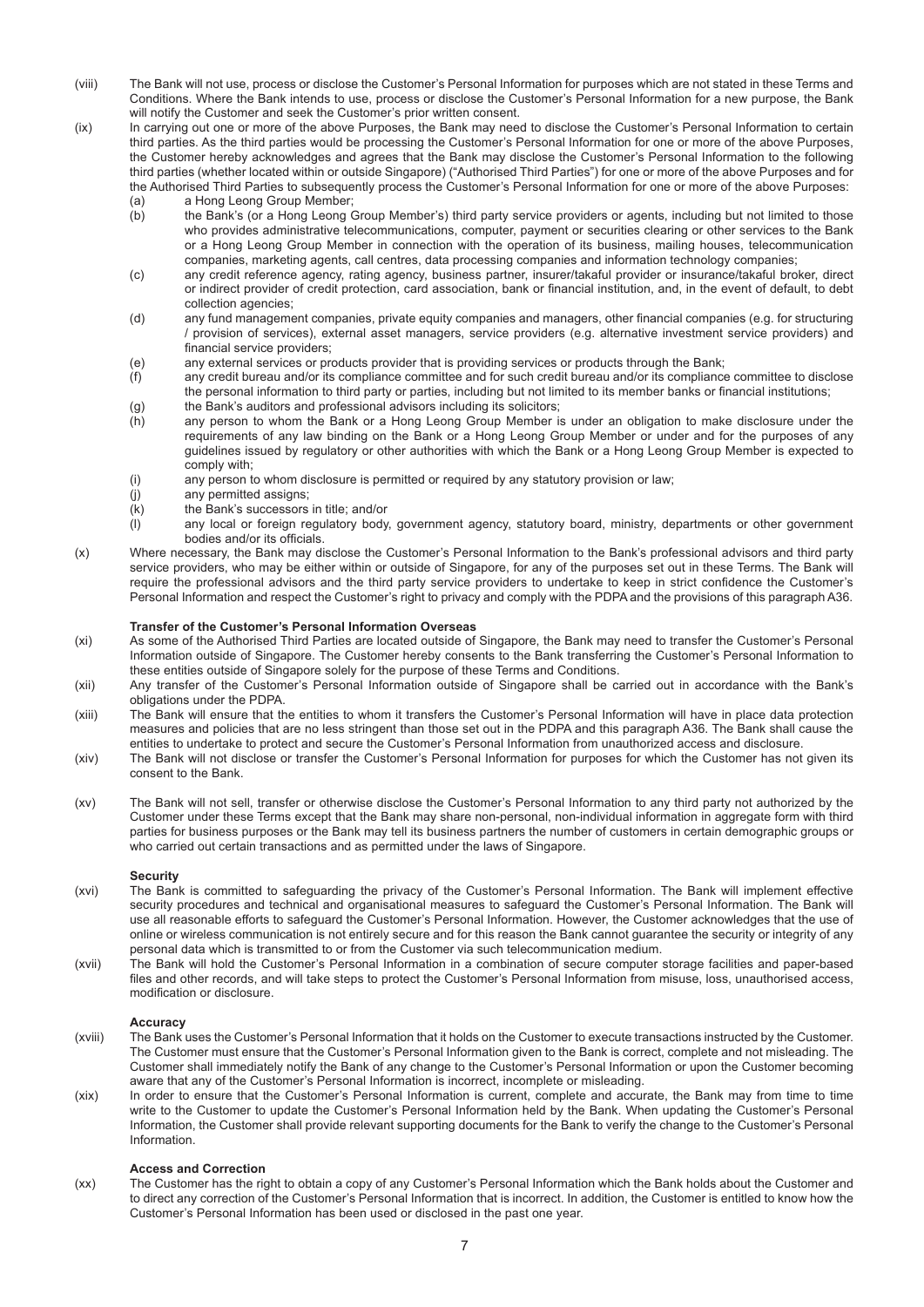(viii) The Bank will not use, process or disclose the Customer's Personal Information for purposes which are not stated in these Terms and Conditions. Where the Bank intends to use, process or disclose the Customer's Personal Information for a new purpose, the Bank will notify the Customer and seek the Customer's prior written consent.

(ix) In carrying out one or more of the above Purposes, the Bank may need to disclose the Customer's Personal Information to certain third parties. As the third parties would be processing the Customer's Personal Information for one or more of the above Purposes, the Customer hereby acknowledges and agrees that the Bank may disclose the Customer's Personal Information to the following third parties (whether located within or outside Singapore) ("Authorised Third Parties") for one or more of the above Purposes and for the Authorised Third Parties to subsequently process the Customer's Personal Information for one or more of the above Purposes:

- (a) a Hong Leong Group Member;
- (b) the Bank's (or a Hong Leong Group Member's) third party service providers or agents, including but not limited to those who provides administrative telecommunications, computer, payment or securities clearing or other services to the Bank or a Hong Leong Group Member in connection with the operation of its business, mailing houses, telecommunication companies, marketing agents, call centres, data processing companies and information technology companies;
- (c) any credit reference agency, rating agency, business partner, insurer/takaful provider or insurance/takaful broker, direct or indirect provider of credit protection, card association, bank or financial institution, and, in the event of default, to debt collection agencies;
- (d) any fund management companies, private equity companies and managers, other financial companies (e.g. for structuring / provision of services), external asset managers, service providers (e.g. alternative investment service providers) and financial service providers;
- (e) any external services or products provider that is providing services or products through the Bank;
- (f) any credit bureau and/or its compliance committee and for such credit bureau and/or its compliance committee to disclose the personal information to third party or parties, including but not limited to its member banks or financial institutions;
- (g) the Bank's auditors and professional advisors including its solicitors;
- (h) any person to whom the Bank or a Hong Leong Group Member is under an obligation to make disclosure under the requirements of any law binding on the Bank or a Hong Leong Group Member or under and for the purposes of any guidelines issued by regulatory or other authorities with which the Bank or a Hong Leong Group Member is expected to comply with;
- (i) any person to whom disclosure is permitted or required by any statutory provision or law;
- (j) any permitted assigns;
- (k) the Bank's successors in title; and/or
- (l) any local or foreign regulatory body, government agency, statutory board, ministry, departments or other government bodies and/or its officials.

(x) Where necessary, the Bank may disclose the Customer's Personal Information to the Bank's professional advisors and third party service providers, who may be either within or outside of Singapore, for any of the purposes set out in these Terms. The Bank will require the professional advisors and the third party service providers to undertake to keep in strict confidence the Customer's Personal Information and respect the Customer's right to privacy and comply with the PDPA and the provisions of this paragraph A36.

**Transfer of the Customer's Personal Information Overseas**

(xi) As some of the Authorised Third Parties are located outside of Singapore, the Bank may need to transfer the Customer's Personal Information outside of Singapore. The Customer hereby consents to the Bank transferring the Customer's Personal Information to these entities outside of Singapore solely for the purpose of these Terms and Conditions.

(xii) Any transfer of the Customer's Personal Information outside of Singapore shall be carried out in accordance with the Bank's obligations under the PDPA.

(xiii) The Bank will ensure that the entities to whom it transfers the Customer's Personal Information will have in place data protection measures and policies that are no less stringent than those set out in the PDPA and this paragraph A36. The Bank shall cause the entities to undertake to protect and secure the Customer's Personal Information from unauthorized access and disclosure.

(xiv) The Bank will not disclose or transfer the Customer's Personal Information for purposes for which the Customer has not given its consent to the Bank.

(xv) The Bank will not sell, transfer or otherwise disclose the Customer's Personal Information to any third party not authorized by the Customer under these Terms except that the Bank may share non-personal, non-individual information in aggregate form with third parties for business purposes or the Bank may tell its business partners the number of customers in certain demographic groups or who carried out certain transactions and as permitted under the laws of Singapore.

**Security**

(xvi) The Bank is committed to safeguarding the privacy of the Customer's Personal Information. The Bank will implement effective security procedures and technical and organisational measures to safeguard the Customer's Personal Information. The Bank will use all reasonable efforts to safeguard the Customer's Personal Information. However, the Customer acknowledges that the use of online or wireless communication is not entirely secure and for this reason the Bank cannot guarantee the security or integrity of any personal data which is transmitted to or from the Customer via such telecommunication medium.

(xvii) The Bank will hold the Customer's Personal Information in a combination of secure computer storage facilities and paper-based files and other records, and will take steps to protect the Customer's Personal Information from misuse, loss, unauthorised access, modification or disclosure.

**Accuracy**

(xviii) The Bank uses the Customer's Personal Information that it holds on the Customer to execute transactions instructed by the Customer. The Customer must ensure that the Customer's Personal Information given to the Bank is correct, complete and not misleading. The Customer shall immediately notify the Bank of any change to the Customer's Personal Information or upon the Customer becoming aware that any of the Customer's Personal Information is incorrect, incomplete or misleading.

(xix) In order to ensure that the Customer's Personal Information is current, complete and accurate, the Bank may from time to time write to the Customer to update the Customer's Personal Information held by the Bank. When updating the Customer's Personal Information, the Customer shall provide relevant supporting documents for the Bank to verify the change to the Customer's Personal Information.

**Access and Correction**

(xx) The Customer has the right to obtain a copy of any Customer's Personal Information which the Bank holds about the Customer and to direct any correction of the Customer's Personal Information that is incorrect. In addition, the Customer is entitled to know how the Customer's Personal Information has been used or disclosed in the past one year.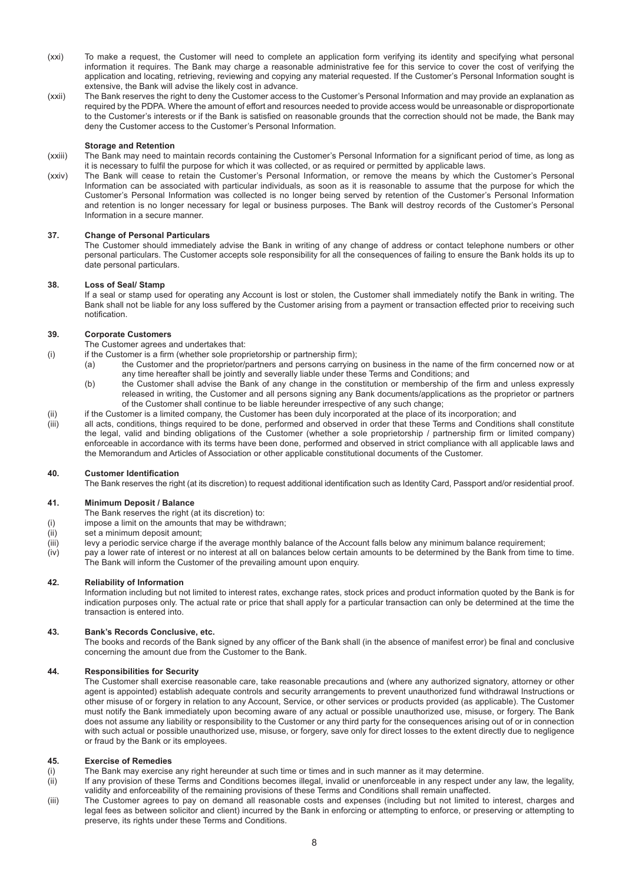(xxi) To make a request, the Customer will need to complete an application form verifying its identity and specifying what personal information it requires. The Bank may charge a reasonable administrative fee for this service to cover the cost of verifying the application and locating, retrieving, reviewing and copying any material requested. If the Customer's Personal Information sought is extensive, the Bank will advise the likely cost in advance.

(xxii) The Bank reserves the right to deny the Customer access to the Customer's Personal Information and may provide an explanation as required by the PDPA. Where the amount of effort and resources needed to provide access would be unreasonable or disproportionate to the Customer's interests or if the Bank is satisfied on reasonable grounds that the correction should not be made, the Bank may deny the Customer access to the Customer's Personal Information.

**Storage and Retention**

(xxiii) The Bank may need to maintain records containing the Customer's Personal Information for a significant period of time, as long as it is necessary to fulfil the purpose for which it was collected, or as required or permitted by applicable laws.

(xxiv) The Bank will cease to retain the Customer's Personal Information, or remove the means by which the Customer's Personal Information can be associated with particular individuals, as soon as it is reasonable to assume that the purpose for which the Customer's Personal Information was collected is no longer being served by retention of the Customer's Personal Information and retention is no longer necessary for legal or business purposes. The Bank will destroy records of the Customer's Personal Information in a secure manner.

## 37. Change of Personal Particulars

The Customer should immediately advise the Bank in writing of any change of address or contact telephone numbers or other personal particulars. The Customer accepts sole responsibility for all the consequences of failing to ensure the Bank holds its up to date personal particulars.

## 38. Loss of Seal/ Stamp

If a seal or stamp used for operating any Account is lost or stolen, the Customer shall immediately notify the Bank in writing. The Bank shall not be liable for any loss suffered by the Customer arising from a payment or transaction effected prior to receiving such notification.

## 39. Corporate Customers

The Customer agrees and undertakes that:

(i) if the Customer is a firm (whether sole proprietorship or partnership firm);

- (a) the Customer and the proprietor/partners and persons carrying on business in the name of the firm concerned now or at any time hereafter shall be jointly and severally liable under these Terms and Conditions; and
- (b) the Customer shall advise the Bank of any change in the constitution or membership of the firm and unless expressly released in writing, the Customer and all persons signing any Bank documents/applications as the proprietor or partners of the Customer shall continue to be liable hereunder irrespective of any such change;

(ii) if the Customer is a limited company, the Customer has been duly incorporated at the place of its incorporation; and

(iii) all acts, conditions, things required to be done, performed and observed in order that these Terms and Conditions shall constitute the legal, valid and binding obligations of the Customer (whether a sole proprietorship / partnership firm or limited company) enforceable in accordance with its terms have been done, performed and observed in strict compliance with all applicable laws and the Memorandum and Articles of Association or other applicable constitutional documents of the Customer.

## 40. Customer Identification

The Bank reserves the right (at its discretion) to request additional identification such as Identity Card, Passport and/or residential proof.

## 41. Minimum Deposit / Balance

The Bank reserves the right (at its discretion) to:

(i) impose a limit on the amounts that may be withdrawn;

(ii) set a minimum deposit amount;

(iii) levy a periodic service charge if the average monthly balance of the Account falls below any minimum balance requirement;

(iv) pay a lower rate of interest or no interest at all on balances below certain amounts to be determined by the Bank from time to time. The Bank will inform the Customer of the prevailing amount upon enquiry.

## 42. Reliability of Information

Information including but not limited to interest rates, exchange rates, stock prices and product information quoted by the Bank is for indication purposes only. The actual rate or price that shall apply for a particular transaction can only be determined at the time the transaction is entered into.

## 43. Bank's Records Conclusive, etc.

The books and records of the Bank signed by any officer of the Bank shall (in the absence of manifest error) be final and conclusive concerning the amount due from the Customer to the Bank.

## 44. Responsibilities for Security

The Customer shall exercise reasonable care, take reasonable precautions and (where any authorized signatory, attorney or other agent is appointed) establish adequate controls and security arrangements to prevent unauthorized fund withdrawal Instructions or other misuse of or forgery in relation to any Account, Service, or other services or products provided (as applicable). The Customer must notify the Bank immediately upon becoming aware of any actual or possible unauthorized use, misuse, or forgery. The Bank does not assume any liability or responsibility to the Customer or any third party for the consequences arising out of or in connection with such actual or possible unauthorized use, misuse, or forgery, save only for direct losses to the extent directly due to negligence or fraud by the Bank or its employees.

## 45. Exercise of Remedies

(i) The Bank may exercise any right hereunder at such time or times and in such manner as it may determine.

(ii) If any provision of these Terms and Conditions becomes illegal, invalid or unenforceable in any respect under any law, the legality, validity and enforceability of the remaining provisions of these Terms and Conditions shall remain unaffected.

(iii) The Customer agrees to pay on demand all reasonable costs and expenses (including but not limited to interest, charges and legal fees as between solicitor and client) incurred by the Bank in enforcing or attempting to enforce, or preserving or attempting to preserve, its rights under these Terms and Conditions.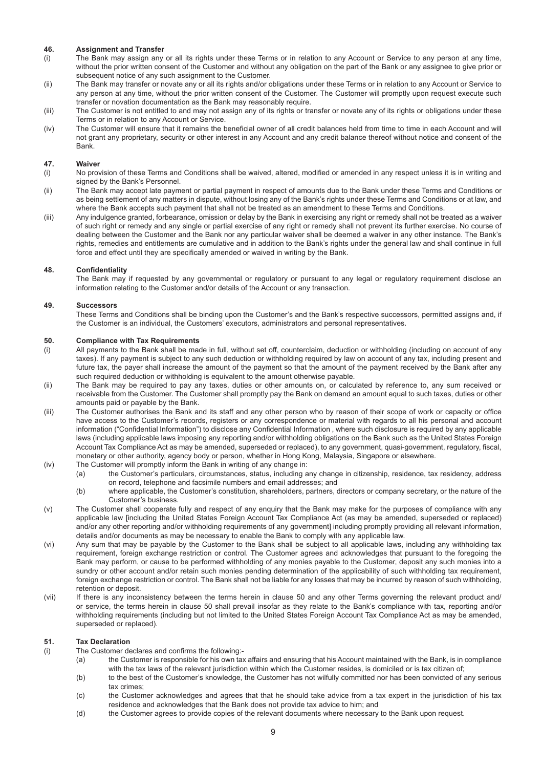### 46. Assignment and Transfer

(i) The Bank may assign any or all its rights under these Terms or in relation to any Account or Service to any person at any time, without the prior written consent of the Customer and without any obligation on the part of the Bank or any assignee to give prior or subsequent notice of any such assignment to the Customer.

(ii) The Bank may transfer or novate any or all its rights and/or obligations under these Terms or in relation to any Account or Service to any person at any time, without the prior written consent of the Customer. The Customer will promptly upon request execute such transfer or novation documentation as the Bank may reasonably require.

(iii) The Customer is not entitled to and may not assign any of its rights or transfer or novate any of its rights or obligations under these Terms or in relation to any Account or Service.

(iv) The Customer will ensure that it remains the beneficial owner of all credit balances held from time to time in each Account and will not grant any proprietary, security or other interest in any Account and any credit balance thereof without notice and consent of the Bank.

### 47. Waiver

(i) No provision of these Terms and Conditions shall be waived, altered, modified or amended in any respect unless it is in writing and signed by the Bank's Personnel.

(ii) The Bank may accept late payment or partial payment in respect of amounts due to the Bank under these Terms and Conditions or as being settlement of any matters in dispute, without losing any of the Bank's rights under these Terms and Conditions or at law, and where the Bank accepts such payment that shall not be treated as an amendment to these Terms and Conditions.

(iii) Any indulgence granted, forbearance, omission or delay by the Bank in exercising any right or remedy shall not be treated as a waiver of such right or remedy and any single or partial exercise of any right or remedy shall not prevent its further exercise. No course of dealing between the Customer and the Bank nor any particular waiver shall be deemed a waiver in any other instance. The Bank's rights, remedies and entitlements are cumulative and in addition to the Bank's rights under the general law and shall continue in full force and effect until they are specifically amended or waived in writing by the Bank.

### 48. Confidentiality

The Bank may if requested by any governmental or regulatory or pursuant to any legal or regulatory requirement disclose an information relating to the Customer and/or details of the Account or any transaction.

### 49. Successors

These Terms and Conditions shall be binding upon the Customer's and the Bank's respective successors, permitted assigns and, if the Customer is an individual, the Customers' executors, administrators and personal representatives.

### 50. Compliance with Tax Requirements

(i) All payments to the Bank shall be made in full, without set off, counterclaim, deduction or withholding (including on account of any taxes). If any payment is subject to any such deduction or withholding required by law on account of any tax, including present and future tax, the payer shall increase the amount of the payment so that the amount of the payment received by the Bank after any such required deduction or withholding is equivalent to the amount otherwise payable.

(ii) The Bank may be required to pay any taxes, duties or other amounts on, or calculated by reference to, any sum received or receivable from the Customer. The Customer shall promptly pay the Bank on demand an amount equal to such taxes, duties or other amounts paid or payable by the Bank.

(iii) The Customer authorises the Bank and its staff and any other person who by reason of their scope of work or capacity or office have access to the Customer's records, registers or any correspondence or material with regards to all his personal and account information ("Confidential Information") to disclose any Confidential Information , where such disclosure is required by any applicable laws (including applicable laws imposing any reporting and/or withholding obligations on the Bank such as the United States Foreign Account Tax Compliance Act as may be amended, superseded or replaced), to any government, quasi-government, regulatory, fiscal, monetary or other authority, agency body or person, whether in Hong Kong, Malaysia, Singapore or elsewhere.

(iv) The Customer will promptly inform the Bank in writing of any change in:

- (a) the Customer's particulars, circumstances, status, including any change in citizenship, residence, tax residency, address on record, telephone and facsimile numbers and email addresses; and
- (b) where applicable, the Customer's constitution, shareholders, partners, directors or company secretary, or the nature of the Customer's business.

(v) The Customer shall cooperate fully and respect of any enquiry that the Bank may make for the purposes of compliance with any applicable law [including the United States Foreign Account Tax Compliance Act (as may be amended, superseded or replaced) and/or any other reporting and/or withholding requirements of any government] including promptly providing all relevant information, details and/or documents as may be necessary to enable the Bank to comply with any applicable law.

(vi) Any sum that may be payable by the Customer to the Bank shall be subject to all applicable laws, including any withholding tax requirement, foreign exchange restriction or control. The Customer agrees and acknowledges that pursuant to the foregoing the Bank may perform, or cause to be performed withholding of any monies payable to the Customer, deposit any such monies into a sundry or other account and/or retain such monies pending determination of the applicability of such withholding tax requirement, foreign exchange restriction or control. The Bank shall not be liable for any losses that may be incurred by reason of such withholding, retention or deposit.

(vii) If there is any inconsistency between the terms herein in clause 50 and any other Terms governing the relevant product and/ or service, the terms herein in clause 50 shall prevail insofar as they relate to the Bank's compliance with tax, reporting and/or withholding requirements (including but not limited to the United States Foreign Account Tax Compliance Act as may be amended, superseded or replaced).

### 51. Tax Declaration

(i) The Customer declares and confirms the following:-

- (a) the Customer is responsible for his own tax affairs and ensuring that his Account maintained with the Bank, is in compliance with the tax laws of the relevant jurisdiction within which the Customer resides, is domiciled or is tax citizen of;
- (b) to the best of the Customer's knowledge, the Customer has not wilfully committed nor has been convicted of any serious tax crimes;
- (c) the Customer acknowledges and agrees that that he should take advice from a tax expert in the jurisdiction of his tax residence and acknowledges that the Bank does not provide tax advice to him; and
- (d) the Customer agrees to provide copies of the relevant documents where necessary to the Bank upon request.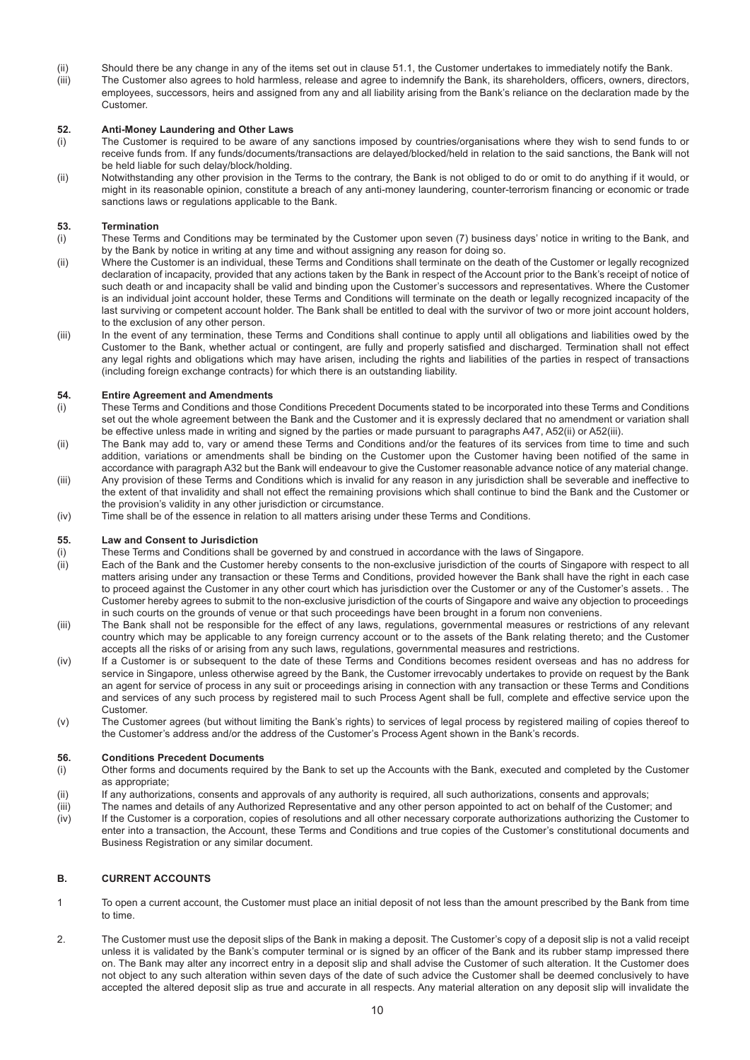(ii) Should there be any change in any of the items set out in clause 51.1, the Customer undertakes to immediately notify the Bank.

(iii) The Customer also agrees to hold harmless, release and agree to indemnify the Bank, its shareholders, officers, owners, directors, employees, successors, heirs and assigned from any and all liability arising from the Bank's reliance on the declaration made by the Customer.

### 52. Anti-Money Laundering and Other Laws

(i) The Customer is required to be aware of any sanctions imposed by countries/organisations where they wish to send funds to or receive funds from. If any funds/documents/transactions are delayed/blocked/held in relation to the said sanctions, the Bank will not be held liable for such delay/block/holding.

(ii) Notwithstanding any other provision in the Terms to the contrary, the Bank is not obliged to do or omit to do anything if it would, or might in its reasonable opinion, constitute a breach of any anti-money laundering, counter-terrorism financing or economic or trade sanctions laws or regulations applicable to the Bank.

### 53. Termination

(i) These Terms and Conditions may be terminated by the Customer upon seven (7) business days' notice in writing to the Bank, and by the Bank by notice in writing at any time and without assigning any reason for doing so.

(ii) Where the Customer is an individual, these Terms and Conditions shall terminate on the death of the Customer or legally recognized declaration of incapacity, provided that any actions taken by the Bank in respect of the Account prior to the Bank's receipt of notice of such death or and incapacity shall be valid and binding upon the Customer's successors and representatives. Where the Customer is an individual joint account holder, these Terms and Conditions will terminate on the death or legally recognized incapacity of the last surviving or competent account holder. The Bank shall be entitled to deal with the survivor of two or more joint account holders, to the exclusion of any other person.

(iii) In the event of any termination, these Terms and Conditions shall continue to apply until all obligations and liabilities owed by the Customer to the Bank, whether actual or contingent, are fully and properly satisfied and discharged. Termination shall not effect any legal rights and obligations which may have arisen, including the rights and liabilities of the parties in respect of transactions (including foreign exchange contracts) for which there is an outstanding liability.

### 54. Entire Agreement and Amendments

(i) These Terms and Conditions and those Conditions Precedent Documents stated to be incorporated into these Terms and Conditions set out the whole agreement between the Bank and the Customer and it is expressly declared that no amendment or variation shall be effective unless made in writing and signed by the parties or made pursuant to paragraphs A47, A52(ii) or A52(iii).

(ii) The Bank may add to, vary or amend these Terms and Conditions and/or the features of its services from time to time and such addition, variations or amendments shall be binding on the Customer upon the Customer having been notified of the same in accordance with paragraph A32 but the Bank will endeavour to give the Customer reasonable advance notice of any material change.

(iii) Any provision of these Terms and Conditions which is invalid for any reason in any jurisdiction shall be severable and ineffective to the extent of that invalidity and shall not effect the remaining provisions which shall continue to bind the Bank and the Customer or the provision's validity in any other jurisdiction or circumstance.

(iv) Time shall be of the essence in relation to all matters arising under these Terms and Conditions.

### 55. Law and Consent to Jurisdiction

(i) These Terms and Conditions shall be governed by and construed in accordance with the laws of Singapore.

(ii) Each of the Bank and the Customer hereby consents to the non-exclusive jurisdiction of the courts of Singapore with respect to all matters arising under any transaction or these Terms and Conditions, provided however the Bank shall have the right in each case to proceed against the Customer in any other court which has jurisdiction over the Customer or any of the Customer's assets. . The Customer hereby agrees to submit to the non-exclusive jurisdiction of the courts of Singapore and waive any objection to proceedings in such courts on the grounds of venue or that such proceedings have been brought in a forum non conveniens.

(iii) The Bank shall not be responsible for the effect of any laws, regulations, governmental measures or restrictions of any relevant country which may be applicable to any foreign currency account or to the assets of the Bank relating thereto; and the Customer accepts all the risks of or arising from any such laws, regulations, governmental measures and restrictions.

(iv) If a Customer is or subsequent to the date of these Terms and Conditions becomes resident overseas and has no address for service in Singapore, unless otherwise agreed by the Bank, the Customer irrevocably undertakes to provide on request by the Bank an agent for service of process in any suit or proceedings arising in connection with any transaction or these Terms and Conditions and services of any such process by registered mail to such Process Agent shall be full, complete and effective service upon the Customer.

(v) The Customer agrees (but without limiting the Bank's rights) to services of legal process by registered mailing of copies thereof to the Customer's address and/or the address of the Customer's Process Agent shown in the Bank's records.

### 56. Conditions Precedent Documents

(i) Other forms and documents required by the Bank to set up the Accounts with the Bank, executed and completed by the Customer as appropriate;

(ii) If any authorizations, consents and approvals of any authority is required, all such authorizations, consents and approvals;

(iii) The names and details of any Authorized Representative and any other person appointed to act on behalf of the Customer; and

(iv) If the Customer is a corporation, copies of resolutions and all other necessary corporate authorizations authorizing the Customer to enter into a transaction, the Account, these Terms and Conditions and true copies of the Customer's constitutional documents and Business Registration or any similar document.

## B. CURRENT ACCOUNTS

1 To open a current account, the Customer must place an initial deposit of not less than the amount prescribed by the Bank from time to time.

2. The Customer must use the deposit slips of the Bank in making a deposit. The Customer's copy of a deposit slip is not a valid receipt unless it is validated by the Bank's computer terminal or is signed by an officer of the Bank and its rubber stamp impressed there on. The Bank may alter any incorrect entry in a deposit slip and shall advise the Customer of such alteration. It the Customer does not object to any such alteration within seven days of the date of such advice the Customer shall be deemed conclusively to have accepted the altered deposit slip as true and accurate in all respects. Any material alteration on any deposit slip will invalidate the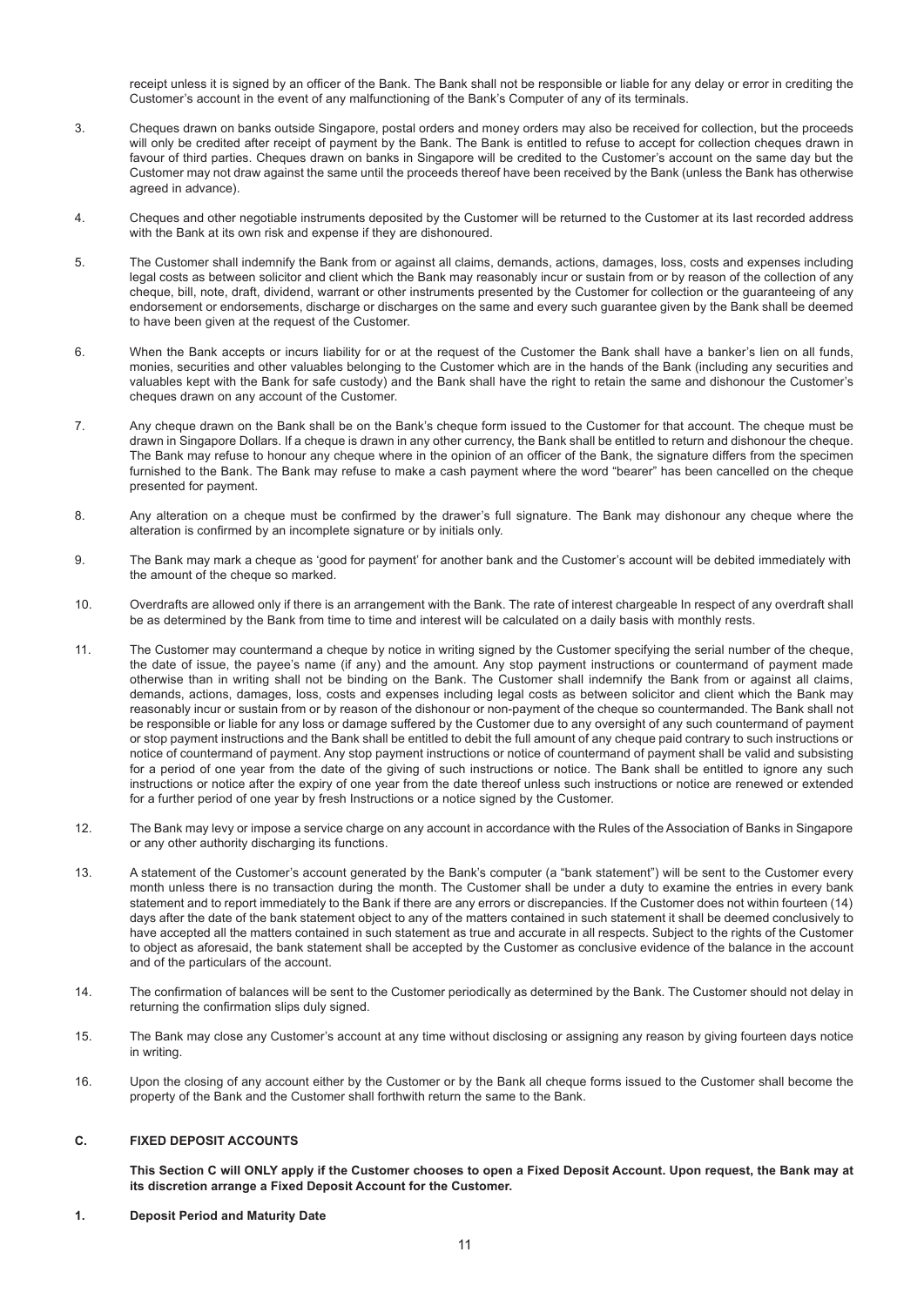receipt unless it is signed by an officer of the Bank. The Bank shall not be responsible or liable for any delay or error in crediting the Customer's account in the event of any malfunctioning of the Bank's Computer of any of its terminals.

3. Cheques drawn on banks outside Singapore, postal orders and money orders may also be received for collection, but the proceeds will only be credited after receipt of payment by the Bank. The Bank is entitled to refuse to accept for collection cheques drawn in favour of third parties. Cheques drawn on banks in Singapore will be credited to the Customer's account on the same day but the Customer may not draw against the same until the proceeds thereof have been received by the Bank (unless the Bank has otherwise agreed in advance).

4. Cheques and other negotiable instruments deposited by the Customer will be returned to the Customer at its last recorded address with the Bank at its own risk and expense if they are dishonoured.

5. The Customer shall indemnify the Bank from or against all claims, demands, actions, damages, loss, costs and expenses including legal costs as between solicitor and client which the Bank may reasonably incur or sustain from or by reason of the collection of any cheque, bill, note, draft, dividend, warrant or other instruments presented by the Customer for collection or the guaranteeing of any endorsement or endorsements, discharge or discharges on the same and every such guarantee given by the Bank shall be deemed to have been given at the request of the Customer.

6. When the Bank accepts or incurs liability for or at the request of the Customer the Bank shall have a banker's lien on all funds, monies, securities and other valuables belonging to the Customer which are in the hands of the Bank (including any securities and valuables kept with the Bank for safe custody) and the Bank shall have the right to retain the same and dishonour the Customer's cheques drawn on any account of the Customer.

7. Any cheque drawn on the Bank shall be on the Bank's cheque form issued to the Customer for that account. The cheque must be drawn in Singapore Dollars. If a cheque is drawn in any other currency, the Bank shall be entitled to return and dishonour the cheque. The Bank may refuse to honour any cheque where in the opinion of an officer of the Bank, the signature differs from the specimen furnished to the Bank. The Bank may refuse to make a cash payment where the word "bearer" has been cancelled on the cheque presented for payment.

8. Any alteration on a cheque must be confirmed by the drawer's full signature. The Bank may dishonour any cheque where the alteration is confirmed by an incomplete signature or by initials only.

9. The Bank may mark a cheque as 'good for payment' for another bank and the Customer's account will be debited immediately with the amount of the cheque so marked.

10. Overdrafts are allowed only if there is an arrangement with the Bank. The rate of interest chargeable In respect of any overdraft shall be as determined by the Bank from time to time and interest will be calculated on a daily basis with monthly rests.

11. The Customer may countermand a cheque by notice in writing signed by the Customer specifying the serial number of the cheque, the date of issue, the payee's name (if any) and the amount. Any stop payment instructions or countermand of payment made otherwise than in writing shall not be binding on the Bank. The Customer shall indemnify the Bank from or against all claims, demands, actions, damages, loss, costs and expenses including legal costs as between solicitor and client which the Bank may reasonably incur or sustain from or by reason of the dishonour or non-payment of the cheque so countermanded. The Bank shall not be responsible or liable for any loss or damage suffered by the Customer due to any oversight of any such countermand of payment or stop payment instructions and the Bank shall be entitled to debit the full amount of any cheque paid contrary to such instructions or notice of countermand of payment. Any stop payment instructions or notice of countermand of payment shall be valid and subsisting for a period of one year from the date of the giving of such instructions or notice. The Bank shall be entitled to ignore any such instructions or notice after the expiry of one year from the date thereof unless such instructions or notice are renewed or extended for a further period of one year by fresh Instructions or a notice signed by the Customer.

12. The Bank may levy or impose a service charge on any account in accordance with the Rules of the Association of Banks in Singapore or any other authority discharging its functions.

13. A statement of the Customer's account generated by the Bank's computer (a "bank statement") will be sent to the Customer every month unless there is no transaction during the month. The Customer shall be under a duty to examine the entries in every bank statement and to report immediately to the Bank if there are any errors or discrepancies. If the Customer does not within fourteen (14) days after the date of the bank statement object to any of the matters contained in such statement it shall be deemed conclusively to have accepted all the matters contained in such statement as true and accurate in all respects. Subject to the rights of the Customer to object as aforesaid, the bank statement shall be accepted by the Customer as conclusive evidence of the balance in the account and of the particulars of the account.

14. The confirmation of balances will be sent to the Customer periodically as determined by the Bank. The Customer should not delay in returning the confirmation slips duly signed.

15. The Bank may close any Customer's account at any time without disclosing or assigning any reason by giving fourteen days notice in writing.

16. Upon the closing of any account either by the Customer or by the Bank all cheque forms issued to the Customer shall become the property of the Bank and the Customer shall forthwith return the same to the Bank.

## C. FIXED DEPOSIT ACCOUNTS

**This Section C will ONLY apply if the Customer chooses to open a Fixed Deposit Account. Upon request, the Bank may at its discretion arrange a Fixed Deposit Account for the Customer.**

**1. Deposit Period and Maturity Date**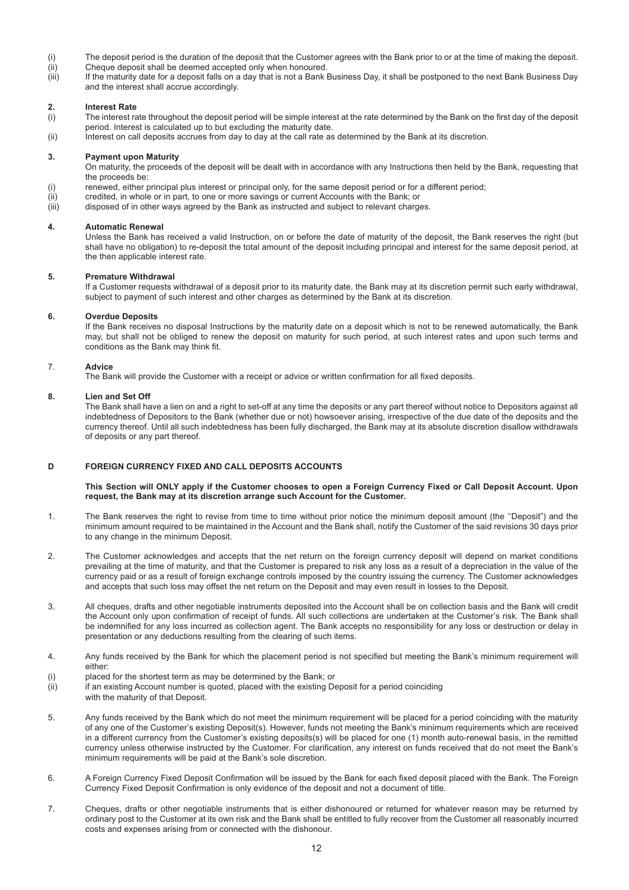(i) The deposit period is the duration of the deposit that the Customer agrees with the Bank prior to or at the time of making the deposit.
(ii) Cheque deposit shall be deemed accepted only when honoured.
(iii) If the maturity date for a deposit falls on a day that is not a Bank Business Day, it shall be postponed to the next Bank Business Day and the interest shall accrue accordingly.

**2. Interest Rate**

(i) The interest rate throughout the deposit period will be simple interest at the rate determined by the Bank on the first day of the deposit period. Interest is calculated up to but excluding the maturity date.
(ii) Interest on call deposits accrues from day to day at the call rate as determined by the Bank at its discretion.

**3. Payment upon Maturity**

On maturity, the proceeds of the deposit will be dealt with in accordance with any Instructions then held by the Bank, requesting that the proceeds be:

(i) renewed, either principal plus interest or principal only, for the same deposit period or for a different period;
(ii) credited, in whole or in part, to one or more savings or current Accounts with the Bank; or
(iii) disposed of in other ways agreed by the Bank as instructed and subject to relevant charges.

**4. Automatic Renewal**

Unless the Bank has received a valid Instruction, on or before the date of maturity of the deposit, the Bank reserves the right (but shall have no obligation) to re-deposit the total amount of the deposit including principal and interest for the same deposit period, at the then applicable interest rate.

**5. Premature Withdrawal**

If a Customer requests withdrawal of a deposit prior to its maturity date, the Bank may at its discretion permit such early withdrawal, subject to payment of such interest and other charges as determined by the Bank at its discretion.

**6. Overdue Deposits**

If the Bank receives no disposal Instructions by the maturity date on a deposit which is not to be renewed automatically, the Bank may, but shall not be obliged to renew the deposit on maturity for such period, at such interest rates and upon such terms and conditions as the Bank may think fit.

7. **Advice**

The Bank will provide the Customer with a receipt or advice or written confirmation for all fixed deposits.

**8. Lien and Set Off**

The Bank shall have a lien on and a right to set-off at any time the deposits or any part thereof without notice to Depositors against all indebtedness of Depositors to the Bank (whether due or not) howsoever arising, irrespective of the due date of the deposits and the currency thereof. Until all such indebtedness has been fully discharged, the Bank may at its absolute discretion disallow withdrawals of deposits or any part thereof.

## D FOREIGN CURRENCY FIXED AND CALL DEPOSITS ACCOUNTS

**This Section will ONLY apply if the Customer chooses to open a Foreign Currency Fixed or Call Deposit Account. Upon request, the Bank may at its discretion arrange such Account for the Customer.**

1. The Bank reserves the right to revise from time to time without prior notice the minimum deposit amount (the ''Deposit") and the minimum amount required to be maintained in the Account and the Bank shall, notify the Customer of the said revisions 30 days prior to any change in the minimum Deposit.

2. The Customer acknowledges and accepts that the net return on the foreign currency deposit will depend on market conditions prevailing at the time of maturity, and that the Customer is prepared to risk any loss as a result of a depreciation in the value of the currency paid or as a result of foreign exchange controls imposed by the country issuing the currency. The Customer acknowledges and accepts that such loss may offset the net return on the Deposit and may even result in losses to the Deposit.

3. All cheques, drafts and other negotiable instruments deposited into the Account shall be on collection basis and the Bank will credit the Account only upon confirmation of receipt of funds. All such collections are undertaken at the Customer's risk. The Bank shall be indemnified for any loss incurred as collection agent. The Bank accepts no responsibility for any loss or destruction or delay in presentation or any deductions resulting from the clearing of such items.

4. Any funds received by the Bank for which the placement period is not specified but meeting the Bank's minimum requirement will either:

(i) placed for the shortest term as may be determined by the Bank; or
(ii) if an existing Account number is quoted, placed with the existing Deposit for a period coinciding with the maturity of that Deposit.

5. Any funds received by the Bank which do not meet the minimum requirement will be placed for a period coinciding with the maturity of any one of the Customer's existing Deposit(s). However, funds not meeting the Bank's minimum requirements which are received in a different currency from the Customer's existing deposits(s) will be placed for one (1) month auto-renewal basis, in the remitted currency unless otherwise instructed by the Customer. For clarification, any interest on funds received that do not meet the Bank's minimum requirements will be paid at the Bank's sole discretion.

6. A Foreign Currency Fixed Deposit Confirmation will be issued by the Bank for each fixed deposit placed with the Bank. The Foreign Currency Fixed Deposit Confirmation is only evidence of the deposit and not a document of title.

7. Cheques, drafts or other negotiable instruments that is either dishonoured or returned for whatever reason may be returned by ordinary post to the Customer at its own risk and the Bank shall be entitled to fully recover from the Customer all reasonably incurred costs and expenses arising from or connected with the dishonour.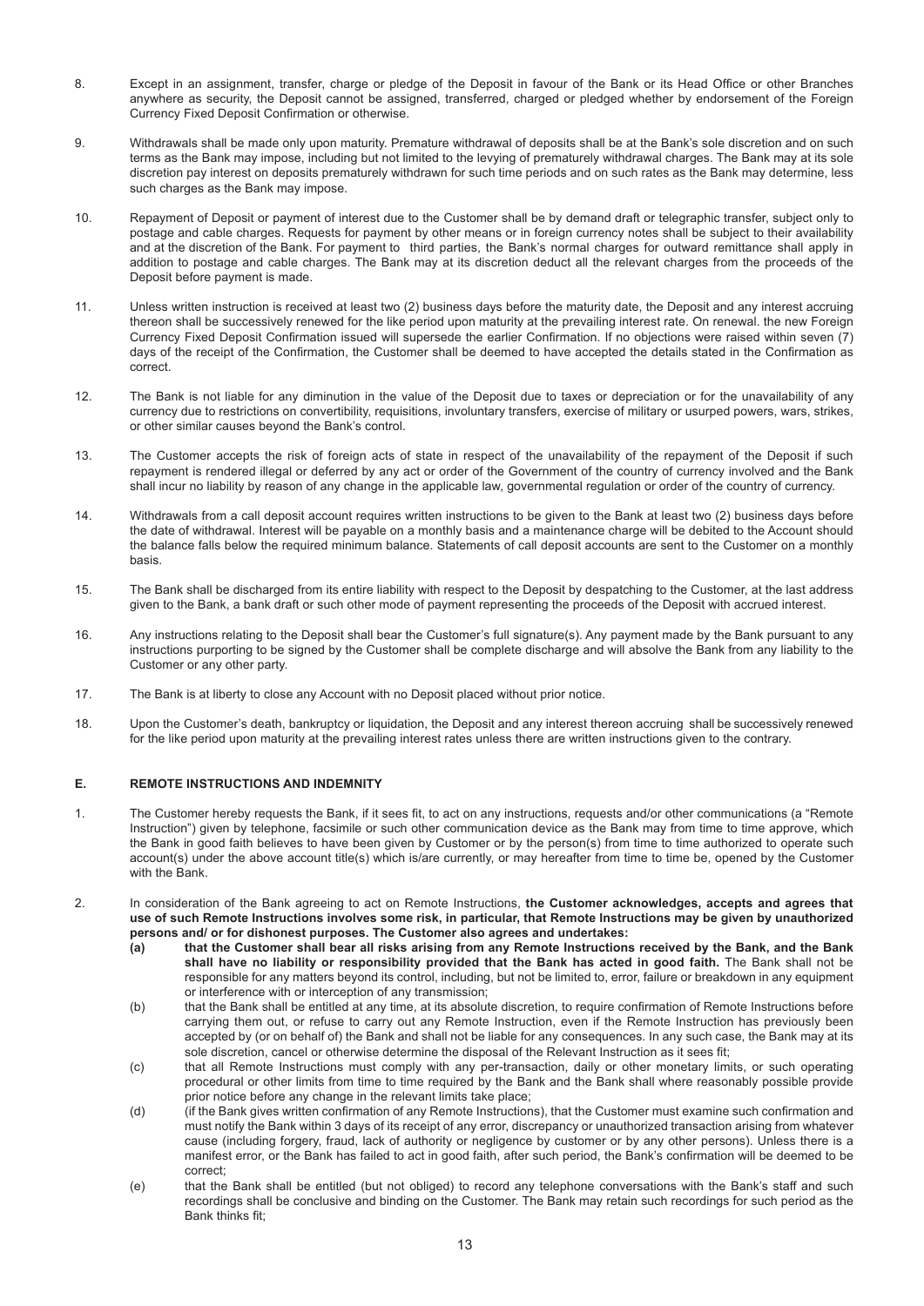8. Except in an assignment, transfer, charge or pledge of the Deposit in favour of the Bank or its Head Office or other Branches anywhere as security, the Deposit cannot be assigned, transferred, charged or pledged whether by endorsement of the Foreign Currency Fixed Deposit Confirmation or otherwise.

9. Withdrawals shall be made only upon maturity. Premature withdrawal of deposits shall be at the Bank's sole discretion and on such terms as the Bank may impose, including but not limited to the levying of prematurely withdrawal charges. The Bank may at its sole discretion pay interest on deposits prematurely withdrawn for such time periods and on such rates as the Bank may determine, less such charges as the Bank may impose.

10. Repayment of Deposit or payment of interest due to the Customer shall be by demand draft or telegraphic transfer, subject only to postage and cable charges. Requests for payment by other means or in foreign currency notes shall be subject to their availability and at the discretion of the Bank. For payment to third parties, the Bank's normal charges for outward remittance shall apply in addition to postage and cable charges. The Bank may at its discretion deduct all the relevant charges from the proceeds of the Deposit before payment is made.

11. Unless written instruction is received at least two (2) business days before the maturity date, the Deposit and any interest accruing thereon shall be successively renewed for the like period upon maturity at the prevailing interest rate. On renewal. the new Foreign Currency Fixed Deposit Confirmation issued will supersede the earlier Confirmation. If no objections were raised within seven (7) days of the receipt of the Confirmation, the Customer shall be deemed to have accepted the details stated in the Confirmation as correct.

12. The Bank is not liable for any diminution in the value of the Deposit due to taxes or depreciation or for the unavailability of any currency due to restrictions on convertibility, requisitions, involuntary transfers, exercise of military or usurped powers, wars, strikes, or other similar causes beyond the Bank's control.

13. The Customer accepts the risk of foreign acts of state in respect of the unavailability of the repayment of the Deposit if such repayment is rendered illegal or deferred by any act or order of the Government of the country of currency involved and the Bank shall incur no liability by reason of any change in the applicable law, governmental regulation or order of the country of currency.

14. Withdrawals from a call deposit account requires written instructions to be given to the Bank at least two (2) business days before the date of withdrawal. Interest will be payable on a monthly basis and a maintenance charge will be debited to the Account should the balance falls below the required minimum balance. Statements of call deposit accounts are sent to the Customer on a monthly basis.

15. The Bank shall be discharged from its entire liability with respect to the Deposit by despatching to the Customer, at the last address given to the Bank, a bank draft or such other mode of payment representing the proceeds of the Deposit with accrued interest.

16. Any instructions relating to the Deposit shall bear the Customer's full signature(s). Any payment made by the Bank pursuant to any instructions purporting to be signed by the Customer shall be complete discharge and will absolve the Bank from any liability to the Customer or any other party.

17. The Bank is at liberty to close any Account with no Deposit placed without prior notice.

18. Upon the Customer's death, bankruptcy or liquidation, the Deposit and any interest thereon accruing shall be successively renewed for the like period upon maturity at the prevailing interest rates unless there are written instructions given to the contrary.

## E. REMOTE INSTRUCTIONS AND INDEMNITY

1. The Customer hereby requests the Bank, if it sees fit, to act on any instructions, requests and/or other communications (a "Remote Instruction") given by telephone, facsimile or such other communication device as the Bank may from time to time approve, which the Bank in good faith believes to have been given by Customer or by the person(s) from time to time authorized to operate such account(s) under the above account title(s) which is/are currently, or may hereafter from time to time be, opened by the Customer with the Bank.

2. In consideration of the Bank agreeing to act on Remote Instructions, **the Customer acknowledges, accepts and agrees that use of such Remote Instructions involves some risk, in particular, that Remote Instructions may be given by unauthorized persons and/ or for dishonest purposes. The Customer also agrees and undertakes:**
   - **(a) that the Customer shall bear all risks arising from any Remote Instructions received by the Bank, and the Bank shall have no liability or responsibility provided that the Bank has acted in good faith.** The Bank shall not be responsible for any matters beyond its control, including, but not be limited to, error, failure or breakdown in any equipment or interference with or interception of any transmission;
   - (b) that the Bank shall be entitled at any time, at its absolute discretion, to require confirmation of Remote Instructions before carrying them out, or refuse to carry out any Remote Instruction, even if the Remote Instruction has previously been accepted by (or on behalf of) the Bank and shall not be liable for any consequences. In any such case, the Bank may at its sole discretion, cancel or otherwise determine the disposal of the Relevant Instruction as it sees fit;
   - (c) that all Remote Instructions must comply with any per-transaction, daily or other monetary limits, or such operating procedural or other limits from time to time required by the Bank and the Bank shall where reasonably possible provide prior notice before any change in the relevant limits take place;
   - (d) (if the Bank gives written confirmation of any Remote Instructions), that the Customer must examine such confirmation and must notify the Bank within 3 days of its receipt of any error, discrepancy or unauthorized transaction arising from whatever cause (including forgery, fraud, lack of authority or negligence by customer or by any other persons). Unless there is a manifest error, or the Bank has failed to act in good faith, after such period, the Bank's confirmation will be deemed to be correct;
   - (e) that the Bank shall be entitled (but not obliged) to record any telephone conversations with the Bank's staff and such recordings shall be conclusive and binding on the Customer. The Bank may retain such recordings for such period as the Bank thinks fit;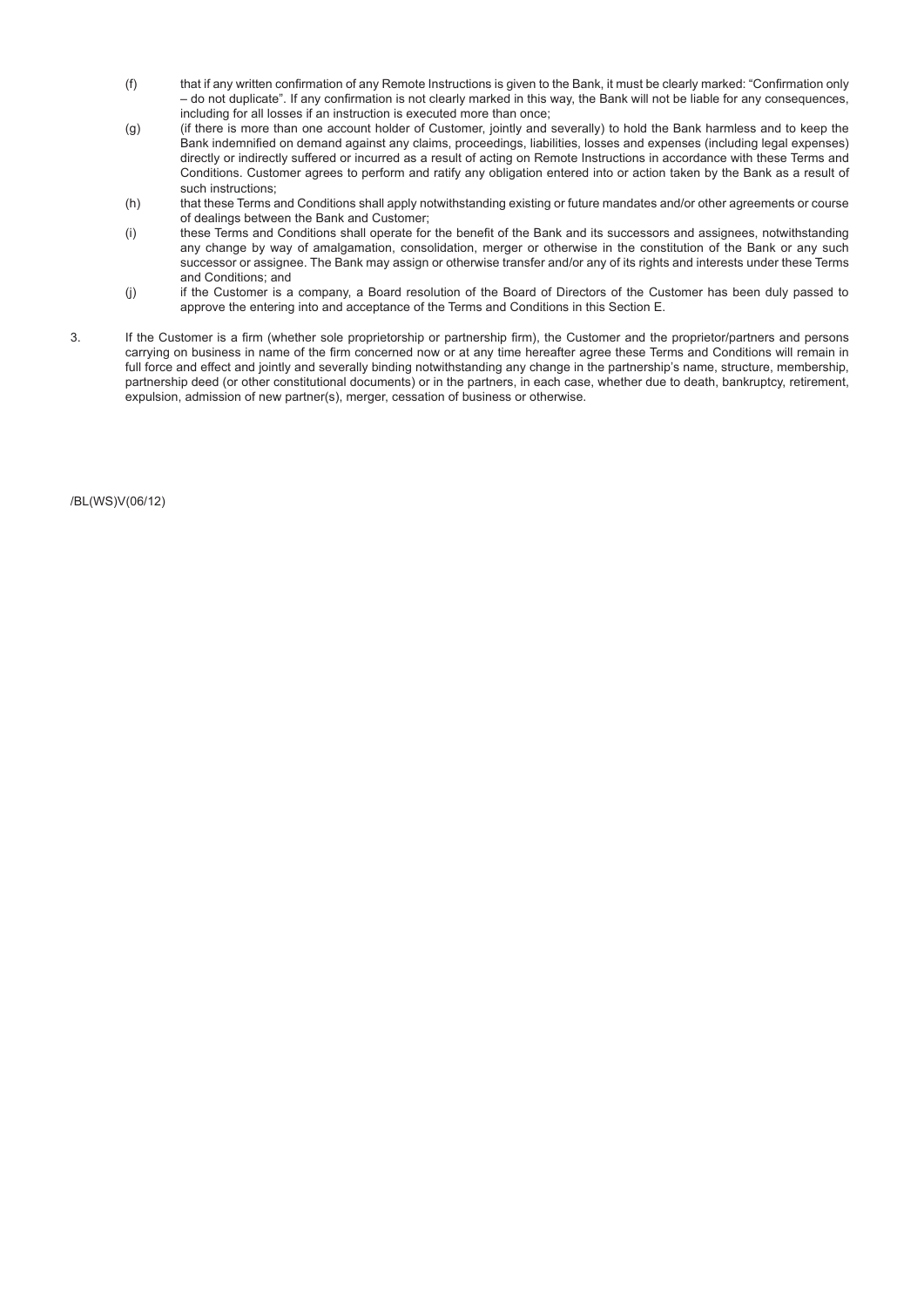(f) that if any written confirmation of any Remote Instructions is given to the Bank, it must be clearly marked: "Confirmation only – do not duplicate". If any confirmation is not clearly marked in this way, the Bank will not be liable for any consequences, including for all losses if an instruction is executed more than once;

(g) (if there is more than one account holder of Customer, jointly and severally) to hold the Bank harmless and to keep the Bank indemnified on demand against any claims, proceedings, liabilities, losses and expenses (including legal expenses) directly or indirectly suffered or incurred as a result of acting on Remote Instructions in accordance with these Terms and Conditions. Customer agrees to perform and ratify any obligation entered into or action taken by the Bank as a result of such instructions;

(h) that these Terms and Conditions shall apply notwithstanding existing or future mandates and/or other agreements or course of dealings between the Bank and Customer;

(i) these Terms and Conditions shall operate for the benefit of the Bank and its successors and assignees, notwithstanding any change by way of amalgamation, consolidation, merger or otherwise in the constitution of the Bank or any such successor or assignee. The Bank may assign or otherwise transfer and/or any of its rights and interests under these Terms and Conditions; and

(j) if the Customer is a company, a Board resolution of the Board of Directors of the Customer has been duly passed to approve the entering into and acceptance of the Terms and Conditions in this Section E.

3. If the Customer is a firm (whether sole proprietorship or partnership firm), the Customer and the proprietor/partners and persons carrying on business in name of the firm concerned now or at any time hereafter agree these Terms and Conditions will remain in full force and effect and jointly and severally binding notwithstanding any change in the partnership's name, structure, membership, partnership deed (or other constitutional documents) or in the partners, in each case, whether due to death, bankruptcy, retirement, expulsion, admission of new partner(s), merger, cessation of business or otherwise.

/BL(WS)V(06/12)